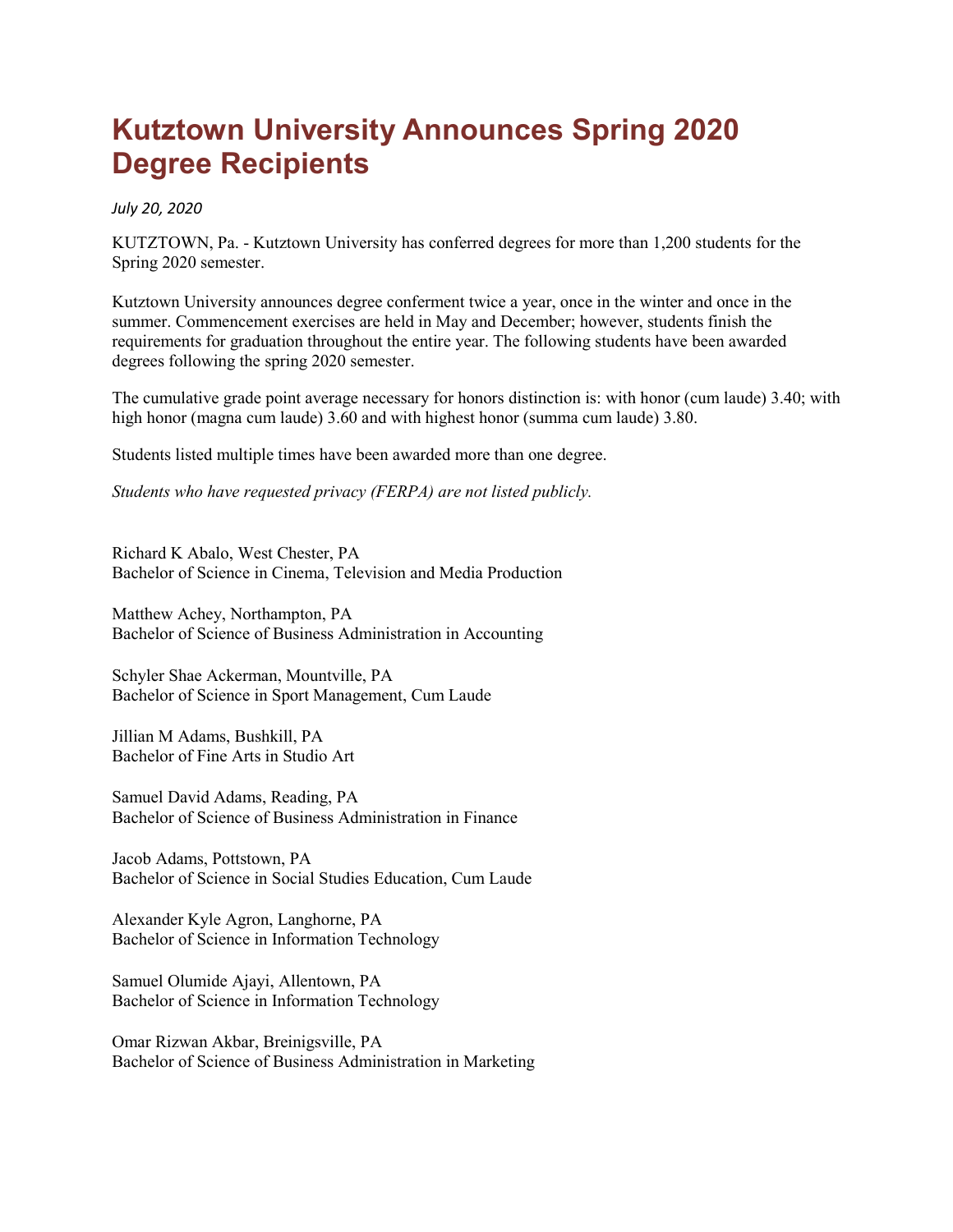# Kutztown University Announces Spring 2020 Degree Recipients

*July 20, 2020*

KUTZTOWN, Pa. - Kutztown University has conferred degrees for more than 1,200 students for the Spring 2020 semester.

Kutztown University announces degree conferment twice a year, once in the winter and once in the summer. Commencement exercises are held in May and December; however, students finish the requirements for graduation throughout the entire year. The following students have been awarded degrees following the spring 2020 semester.

The cumulative grade point average necessary for honors distinction is: with honor (cum laude) 3.40; with high honor (magna cum laude) 3.60 and with highest honor (summa cum laude) 3.80.

Students listed multiple times have been awarded more than one degree.

*Students who have requested privacy (FERPA) are not listed publicly.*

Richard K Abalo, West Chester, PA
Bachelor of Science in Cinema, Television and Media Production

Matthew Achey, Northampton, PA
Bachelor of Science of Business Administration in Accounting

Schyler Shae Ackerman, Mountville, PA
Bachelor of Science in Sport Management, Cum Laude

Jillian M Adams, Bushkill, PA
Bachelor of Fine Arts in Studio Art

Samuel David Adams, Reading, PA
Bachelor of Science of Business Administration in Finance

Jacob Adams, Pottstown, PA
Bachelor of Science in Social Studies Education, Cum Laude

Alexander Kyle Agron, Langhorne, PA
Bachelor of Science in Information Technology

Samuel Olumide Ajayi, Allentown, PA
Bachelor of Science in Information Technology

Omar Rizwan Akbar, Breinigsville, PA
Bachelor of Science of Business Administration in Marketing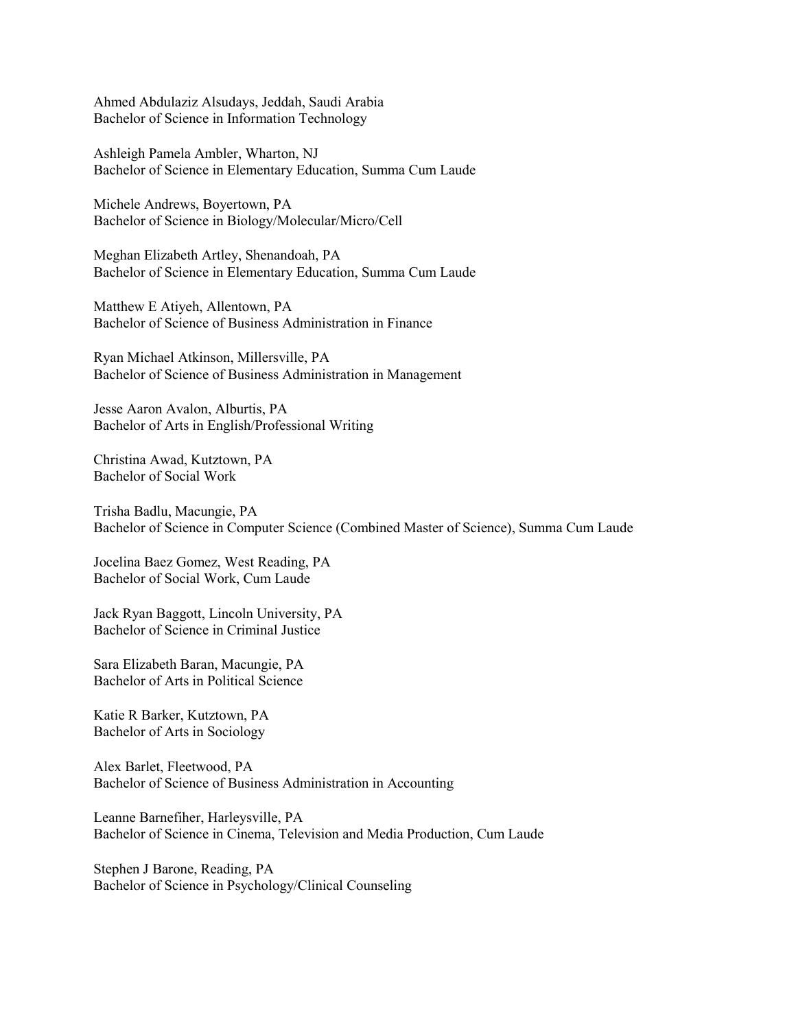Ahmed Abdulaziz Alsudays, Jeddah, Saudi Arabia
Bachelor of Science in Information Technology

Ashleigh Pamela Ambler, Wharton, NJ
Bachelor of Science in Elementary Education, Summa Cum Laude

Michele Andrews, Boyertown, PA
Bachelor of Science in Biology/Molecular/Micro/Cell

Meghan Elizabeth Artley, Shenandoah, PA
Bachelor of Science in Elementary Education, Summa Cum Laude

Matthew E Atiyeh, Allentown, PA
Bachelor of Science of Business Administration in Finance

Ryan Michael Atkinson, Millersville, PA
Bachelor of Science of Business Administration in Management

Jesse Aaron Avalon, Alburtis, PA
Bachelor of Arts in English/Professional Writing

Christina Awad, Kutztown, PA
Bachelor of Social Work

Trisha Badlu, Macungie, PA
Bachelor of Science in Computer Science (Combined Master of Science), Summa Cum Laude

Jocelina Baez Gomez, West Reading, PA
Bachelor of Social Work, Cum Laude

Jack Ryan Baggott, Lincoln University, PA
Bachelor of Science in Criminal Justice

Sara Elizabeth Baran, Macungie, PA
Bachelor of Arts in Political Science

Katie R Barker, Kutztown, PA
Bachelor of Arts in Sociology

Alex Barlet, Fleetwood, PA
Bachelor of Science of Business Administration in Accounting

Leanne Barnefiher, Harleysville, PA
Bachelor of Science in Cinema, Television and Media Production, Cum Laude

Stephen J Barone, Reading, PA
Bachelor of Science in Psychology/Clinical Counseling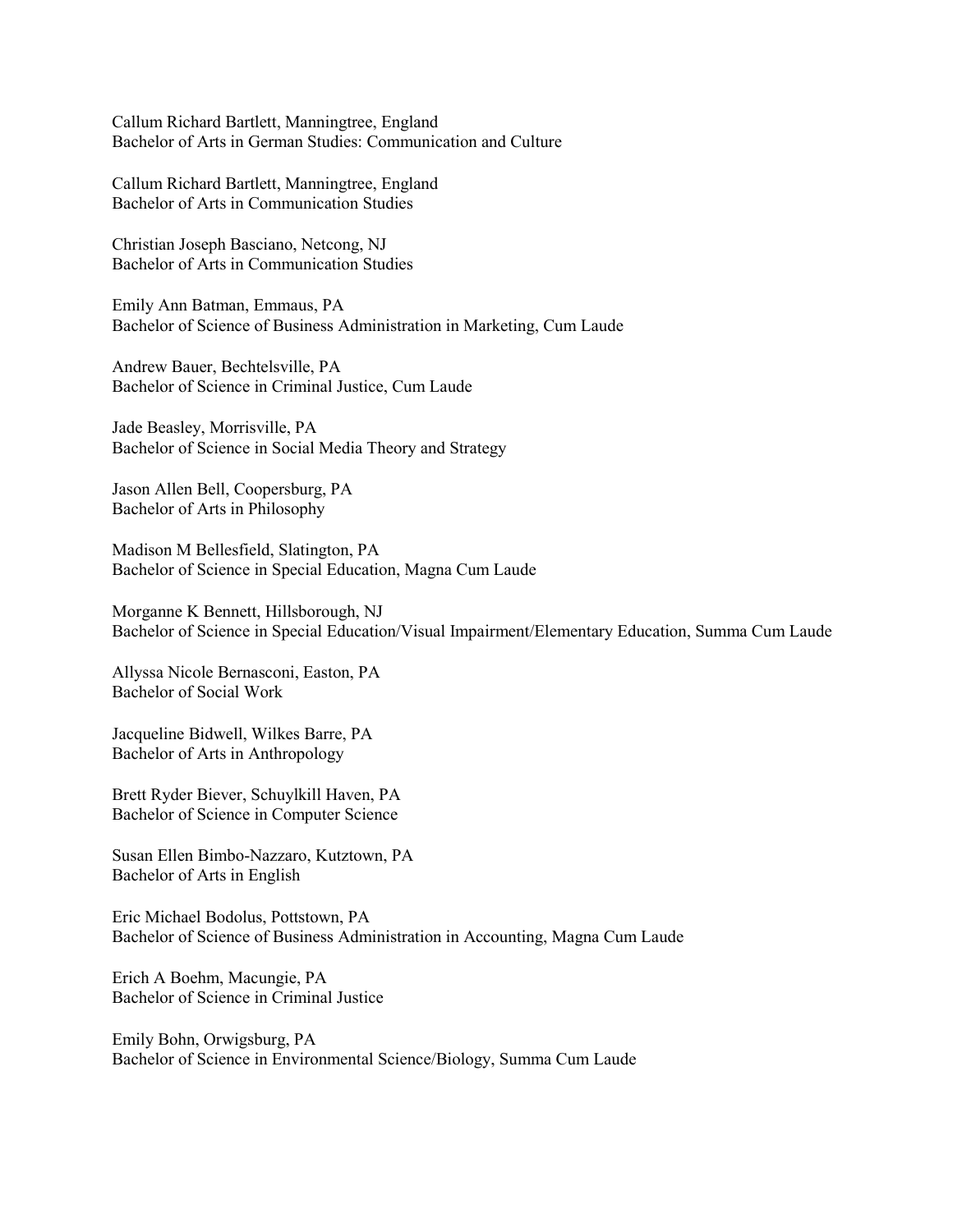Callum Richard Bartlett, Manningtree, England
Bachelor of Arts in German Studies: Communication and Culture

Callum Richard Bartlett, Manningtree, England
Bachelor of Arts in Communication Studies

Christian Joseph Basciano, Netcong, NJ
Bachelor of Arts in Communication Studies

Emily Ann Batman, Emmaus, PA
Bachelor of Science of Business Administration in Marketing, Cum Laude

Andrew Bauer, Bechtelsville, PA
Bachelor of Science in Criminal Justice, Cum Laude

Jade Beasley, Morrisville, PA
Bachelor of Science in Social Media Theory and Strategy

Jason Allen Bell, Coopersburg, PA
Bachelor of Arts in Philosophy

Madison M Bellesfield, Slatington, PA
Bachelor of Science in Special Education, Magna Cum Laude

Morganne K Bennett, Hillsborough, NJ
Bachelor of Science in Special Education/Visual Impairment/Elementary Education, Summa Cum Laude

Allyssa Nicole Bernasconi, Easton, PA
Bachelor of Social Work

Jacqueline Bidwell, Wilkes Barre, PA
Bachelor of Arts in Anthropology

Brett Ryder Biever, Schuylkill Haven, PA
Bachelor of Science in Computer Science

Susan Ellen Bimbo-Nazzaro, Kutztown, PA
Bachelor of Arts in English

Eric Michael Bodolus, Pottstown, PA
Bachelor of Science of Business Administration in Accounting, Magna Cum Laude

Erich A Boehm, Macungie, PA
Bachelor of Science in Criminal Justice

Emily Bohn, Orwigsburg, PA
Bachelor of Science in Environmental Science/Biology, Summa Cum Laude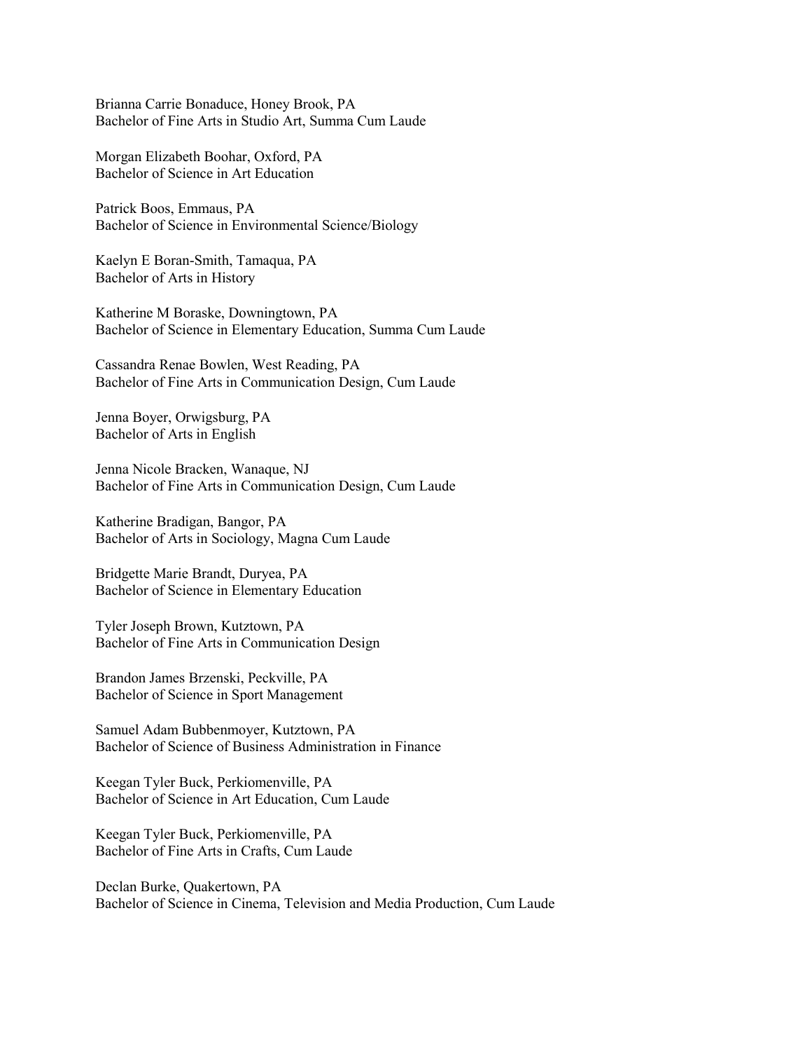Brianna Carrie Bonaduce, Honey Brook, PA
Bachelor of Fine Arts in Studio Art, Summa Cum Laude

Morgan Elizabeth Boohar, Oxford, PA
Bachelor of Science in Art Education

Patrick Boos, Emmaus, PA
Bachelor of Science in Environmental Science/Biology

Kaelyn E Boran-Smith, Tamaqua, PA
Bachelor of Arts in History

Katherine M Boraske, Downingtown, PA
Bachelor of Science in Elementary Education, Summa Cum Laude

Cassandra Renae Bowlen, West Reading, PA
Bachelor of Fine Arts in Communication Design, Cum Laude

Jenna Boyer, Orwigsburg, PA
Bachelor of Arts in English

Jenna Nicole Bracken, Wanaque, NJ
Bachelor of Fine Arts in Communication Design, Cum Laude

Katherine Bradigan, Bangor, PA
Bachelor of Arts in Sociology, Magna Cum Laude

Bridgette Marie Brandt, Duryea, PA
Bachelor of Science in Elementary Education

Tyler Joseph Brown, Kutztown, PA
Bachelor of Fine Arts in Communication Design

Brandon James Brzenski, Peckville, PA
Bachelor of Science in Sport Management

Samuel Adam Bubbenmoyer, Kutztown, PA
Bachelor of Science of Business Administration in Finance

Keegan Tyler Buck, Perkiomenville, PA
Bachelor of Science in Art Education, Cum Laude

Keegan Tyler Buck, Perkiomenville, PA
Bachelor of Fine Arts in Crafts, Cum Laude

Declan Burke, Quakertown, PA
Bachelor of Science in Cinema, Television and Media Production, Cum Laude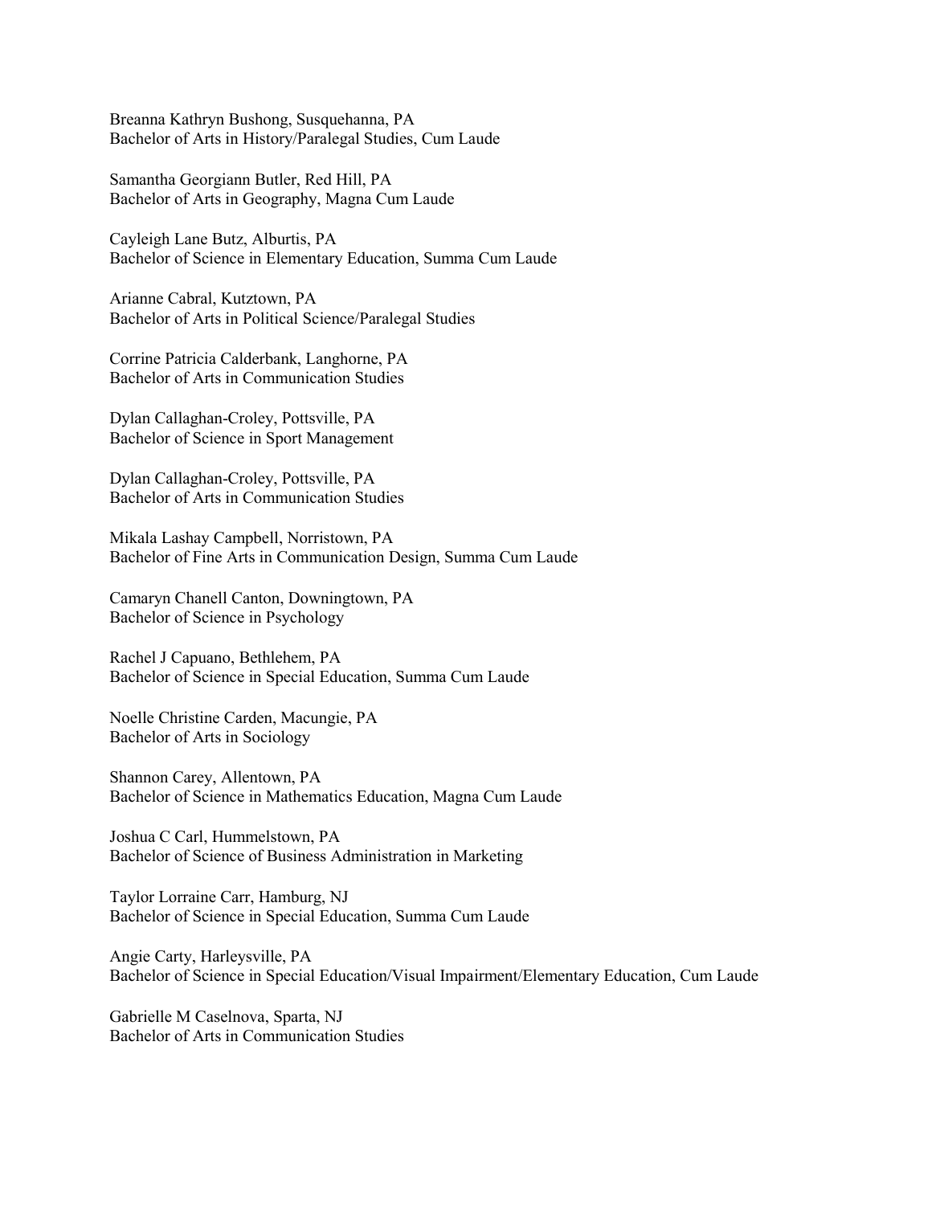Breanna Kathryn Bushong, Susquehanna, PA
Bachelor of Arts in History/Paralegal Studies, Cum Laude

Samantha Georgiann Butler, Red Hill, PA
Bachelor of Arts in Geography, Magna Cum Laude

Cayleigh Lane Butz, Alburtis, PA
Bachelor of Science in Elementary Education, Summa Cum Laude

Arianne Cabral, Kutztown, PA
Bachelor of Arts in Political Science/Paralegal Studies

Corrine Patricia Calderbank, Langhorne, PA
Bachelor of Arts in Communication Studies

Dylan Callaghan-Croley, Pottsville, PA
Bachelor of Science in Sport Management

Dylan Callaghan-Croley, Pottsville, PA
Bachelor of Arts in Communication Studies

Mikala Lashay Campbell, Norristown, PA
Bachelor of Fine Arts in Communication Design, Summa Cum Laude

Camaryn Chanell Canton, Downingtown, PA
Bachelor of Science in Psychology

Rachel J Capuano, Bethlehem, PA
Bachelor of Science in Special Education, Summa Cum Laude

Noelle Christine Carden, Macungie, PA
Bachelor of Arts in Sociology

Shannon Carey, Allentown, PA
Bachelor of Science in Mathematics Education, Magna Cum Laude

Joshua C Carl, Hummelstown, PA
Bachelor of Science of Business Administration in Marketing

Taylor Lorraine Carr, Hamburg, NJ
Bachelor of Science in Special Education, Summa Cum Laude

Angie Carty, Harleysville, PA
Bachelor of Science in Special Education/Visual Impairment/Elementary Education, Cum Laude

Gabrielle M Caselnova, Sparta, NJ
Bachelor of Arts in Communication Studies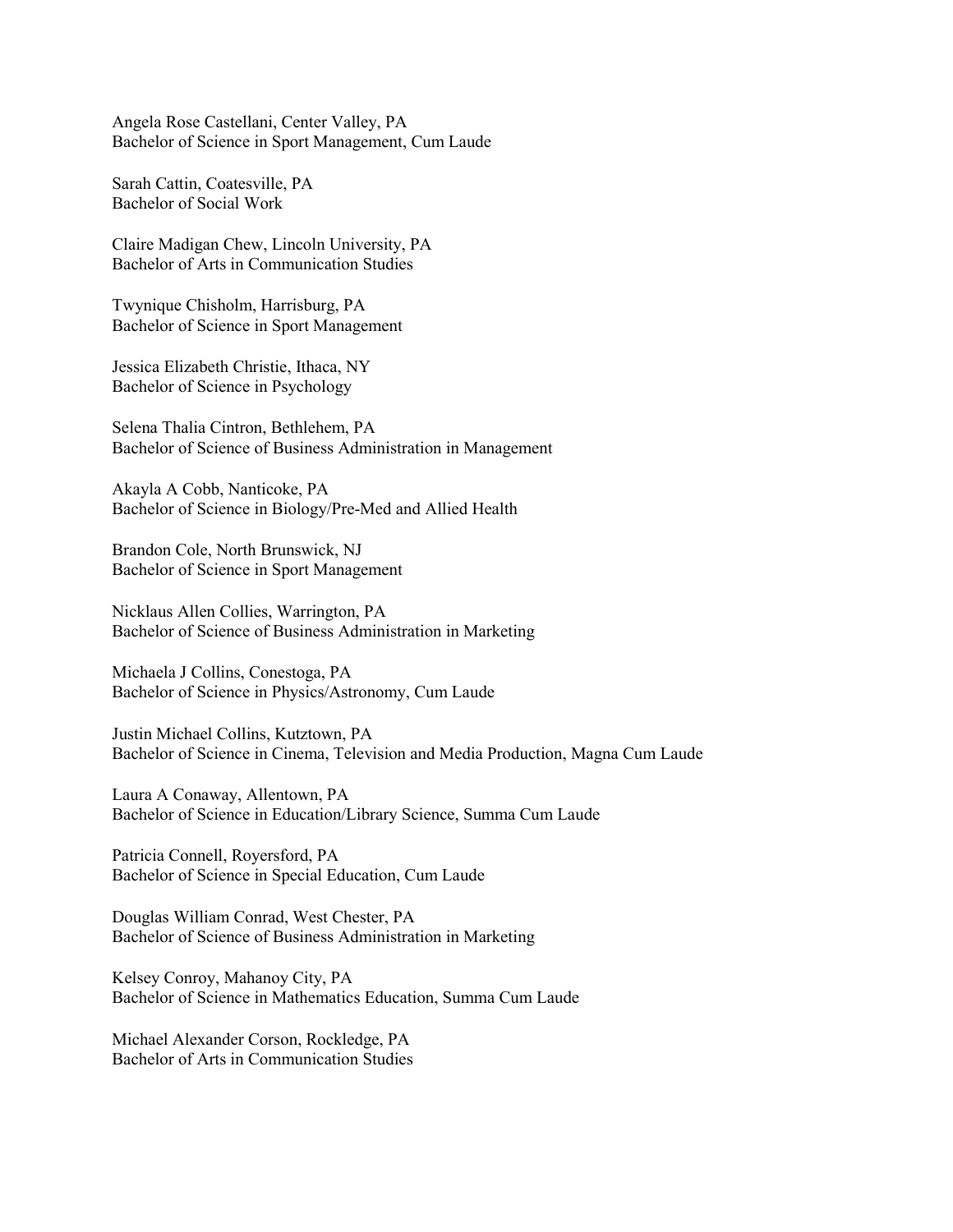Angela Rose Castellani, Center Valley, PA
Bachelor of Science in Sport Management, Cum Laude

Sarah Cattin, Coatesville, PA
Bachelor of Social Work

Claire Madigan Chew, Lincoln University, PA
Bachelor of Arts in Communication Studies

Twynique Chisholm, Harrisburg, PA
Bachelor of Science in Sport Management

Jessica Elizabeth Christie, Ithaca, NY
Bachelor of Science in Psychology

Selena Thalia Cintron, Bethlehem, PA
Bachelor of Science of Business Administration in Management

Akayla A Cobb, Nanticoke, PA
Bachelor of Science in Biology/Pre-Med and Allied Health

Brandon Cole, North Brunswick, NJ
Bachelor of Science in Sport Management

Nicklaus Allen Collies, Warrington, PA
Bachelor of Science of Business Administration in Marketing

Michaela J Collins, Conestoga, PA
Bachelor of Science in Physics/Astronomy, Cum Laude

Justin Michael Collins, Kutztown, PA
Bachelor of Science in Cinema, Television and Media Production, Magna Cum Laude

Laura A Conaway, Allentown, PA
Bachelor of Science in Education/Library Science, Summa Cum Laude

Patricia Connell, Royersford, PA
Bachelor of Science in Special Education, Cum Laude

Douglas William Conrad, West Chester, PA
Bachelor of Science of Business Administration in Marketing

Kelsey Conroy, Mahanoy City, PA
Bachelor of Science in Mathematics Education, Summa Cum Laude

Michael Alexander Corson, Rockledge, PA
Bachelor of Arts in Communication Studies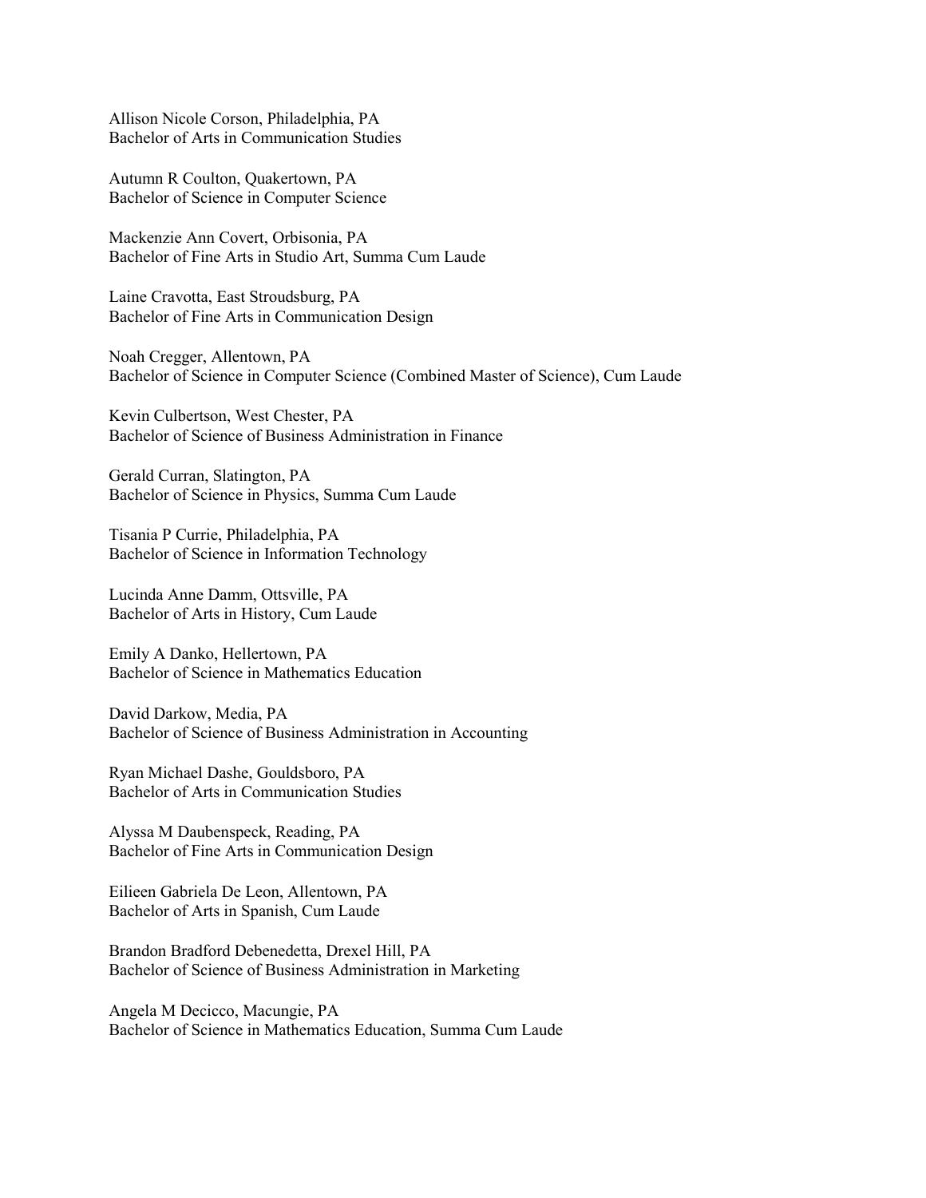Allison Nicole Corson, Philadelphia, PA
Bachelor of Arts in Communication Studies

Autumn R Coulton, Quakertown, PA
Bachelor of Science in Computer Science

Mackenzie Ann Covert, Orbisonia, PA
Bachelor of Fine Arts in Studio Art, Summa Cum Laude

Laine Cravotta, East Stroudsburg, PA
Bachelor of Fine Arts in Communication Design

Noah Cregger, Allentown, PA
Bachelor of Science in Computer Science (Combined Master of Science), Cum Laude

Kevin Culbertson, West Chester, PA
Bachelor of Science of Business Administration in Finance

Gerald Curran, Slatington, PA
Bachelor of Science in Physics, Summa Cum Laude

Tisania P Currie, Philadelphia, PA
Bachelor of Science in Information Technology

Lucinda Anne Damm, Ottsville, PA
Bachelor of Arts in History, Cum Laude

Emily A Danko, Hellertown, PA
Bachelor of Science in Mathematics Education

David Darkow, Media, PA
Bachelor of Science of Business Administration in Accounting

Ryan Michael Dashe, Gouldsboro, PA
Bachelor of Arts in Communication Studies

Alyssa M Daubenspeck, Reading, PA
Bachelor of Fine Arts in Communication Design

Eilieen Gabriela De Leon, Allentown, PA
Bachelor of Arts in Spanish, Cum Laude

Brandon Bradford Debenedetta, Drexel Hill, PA
Bachelor of Science of Business Administration in Marketing

Angela M Decicco, Macungie, PA
Bachelor of Science in Mathematics Education, Summa Cum Laude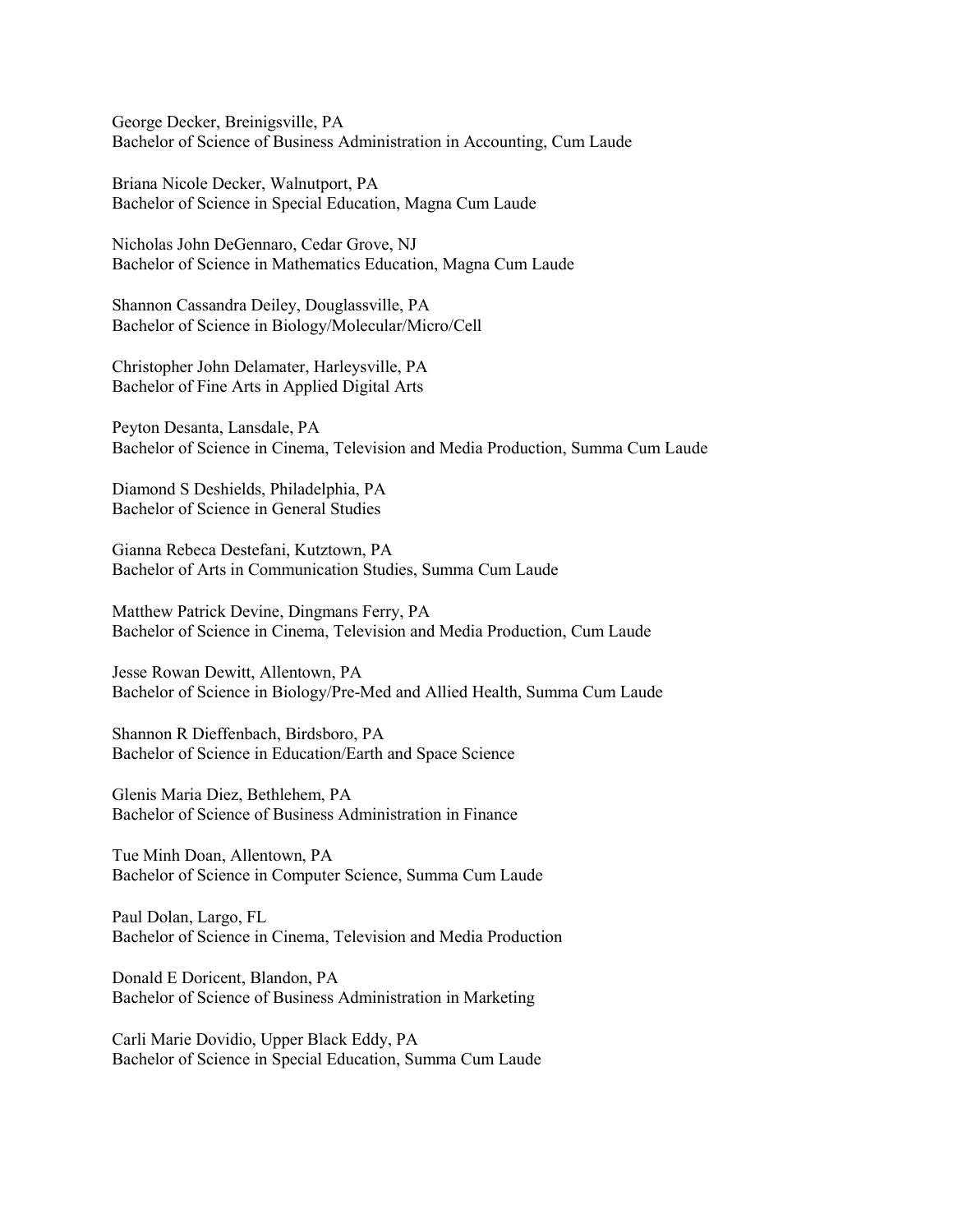George Decker, Breinigsville, PA
Bachelor of Science of Business Administration in Accounting, Cum Laude

Briana Nicole Decker, Walnutport, PA
Bachelor of Science in Special Education, Magna Cum Laude

Nicholas John DeGennaro, Cedar Grove, NJ
Bachelor of Science in Mathematics Education, Magna Cum Laude

Shannon Cassandra Deiley, Douglassville, PA
Bachelor of Science in Biology/Molecular/Micro/Cell

Christopher John Delamater, Harleysville, PA
Bachelor of Fine Arts in Applied Digital Arts

Peyton Desanta, Lansdale, PA
Bachelor of Science in Cinema, Television and Media Production, Summa Cum Laude

Diamond S Deshields, Philadelphia, PA
Bachelor of Science in General Studies

Gianna Rebeca Destefani, Kutztown, PA
Bachelor of Arts in Communication Studies, Summa Cum Laude

Matthew Patrick Devine, Dingmans Ferry, PA
Bachelor of Science in Cinema, Television and Media Production, Cum Laude

Jesse Rowan Dewitt, Allentown, PA
Bachelor of Science in Biology/Pre-Med and Allied Health, Summa Cum Laude

Shannon R Dieffenbach, Birdsboro, PA
Bachelor of Science in Education/Earth and Space Science

Glenis Maria Diez, Bethlehem, PA
Bachelor of Science of Business Administration in Finance

Tue Minh Doan, Allentown, PA
Bachelor of Science in Computer Science, Summa Cum Laude

Paul Dolan, Largo, FL
Bachelor of Science in Cinema, Television and Media Production

Donald E Doricent, Blandon, PA
Bachelor of Science of Business Administration in Marketing

Carli Marie Dovidio, Upper Black Eddy, PA
Bachelor of Science in Special Education, Summa Cum Laude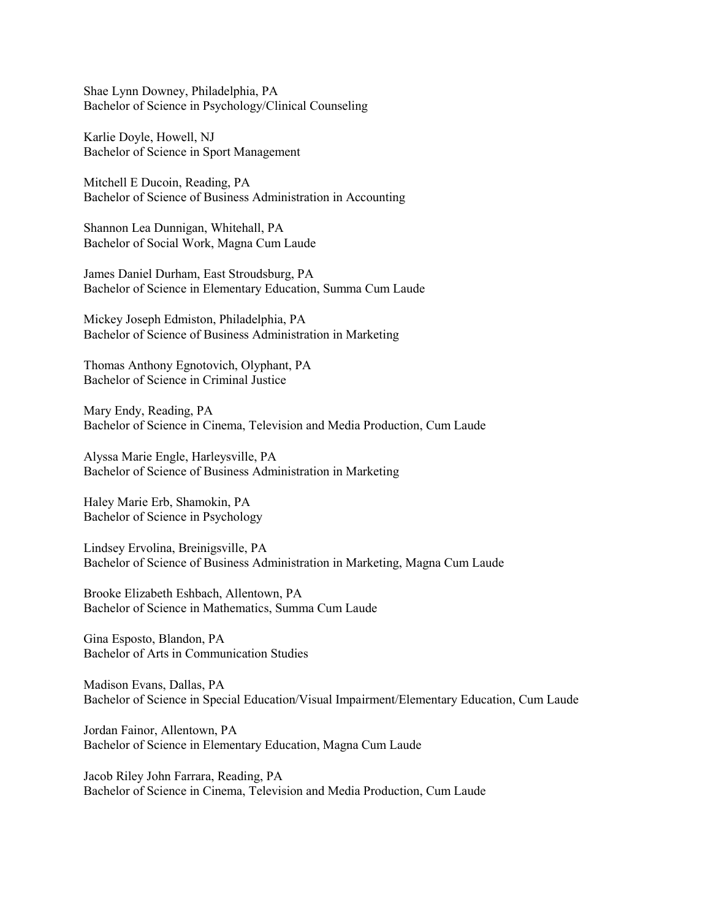Shae Lynn Downey, Philadelphia, PA
Bachelor of Science in Psychology/Clinical Counseling

Karlie Doyle, Howell, NJ
Bachelor of Science in Sport Management

Mitchell E Ducoin, Reading, PA
Bachelor of Science of Business Administration in Accounting

Shannon Lea Dunnigan, Whitehall, PA
Bachelor of Social Work, Magna Cum Laude

James Daniel Durham, East Stroudsburg, PA
Bachelor of Science in Elementary Education, Summa Cum Laude

Mickey Joseph Edmiston, Philadelphia, PA
Bachelor of Science of Business Administration in Marketing

Thomas Anthony Egnotovich, Olyphant, PA
Bachelor of Science in Criminal Justice

Mary Endy, Reading, PA
Bachelor of Science in Cinema, Television and Media Production, Cum Laude

Alyssa Marie Engle, Harleysville, PA
Bachelor of Science of Business Administration in Marketing

Haley Marie Erb, Shamokin, PA
Bachelor of Science in Psychology

Lindsey Ervolina, Breinigsville, PA
Bachelor of Science of Business Administration in Marketing, Magna Cum Laude

Brooke Elizabeth Eshbach, Allentown, PA
Bachelor of Science in Mathematics, Summa Cum Laude

Gina Esposto, Blandon, PA
Bachelor of Arts in Communication Studies

Madison Evans, Dallas, PA
Bachelor of Science in Special Education/Visual Impairment/Elementary Education, Cum Laude

Jordan Fainor, Allentown, PA
Bachelor of Science in Elementary Education, Magna Cum Laude

Jacob Riley John Farrara, Reading, PA
Bachelor of Science in Cinema, Television and Media Production, Cum Laude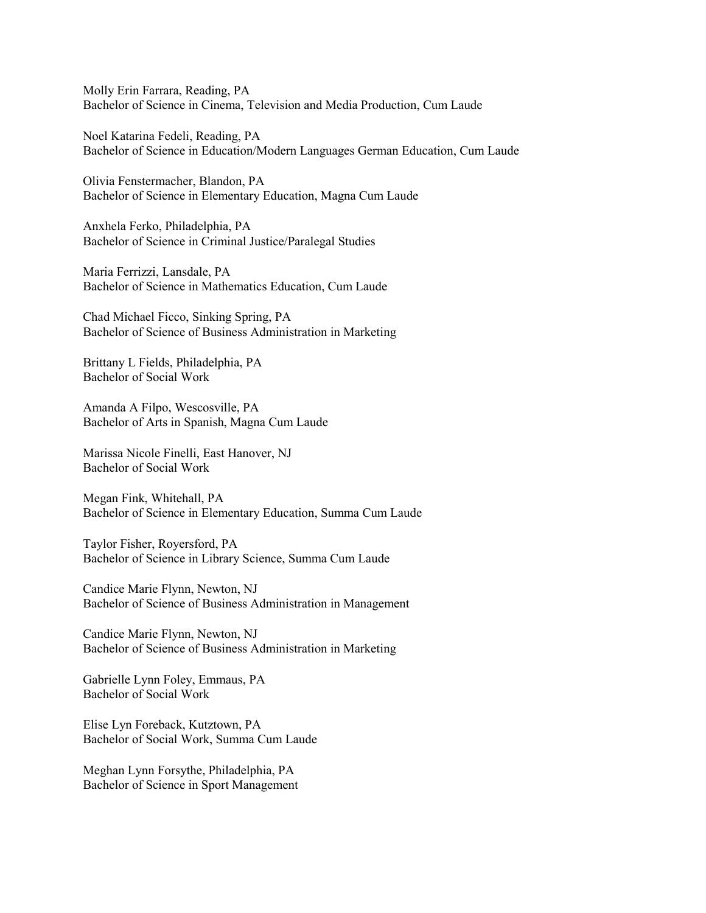Molly Erin Farrara, Reading, PA
Bachelor of Science in Cinema, Television and Media Production, Cum Laude

Noel Katarina Fedeli, Reading, PA
Bachelor of Science in Education/Modern Languages German Education, Cum Laude

Olivia Fenstermacher, Blandon, PA
Bachelor of Science in Elementary Education, Magna Cum Laude

Anxhela Ferko, Philadelphia, PA
Bachelor of Science in Criminal Justice/Paralegal Studies

Maria Ferrizzi, Lansdale, PA
Bachelor of Science in Mathematics Education, Cum Laude

Chad Michael Ficco, Sinking Spring, PA
Bachelor of Science of Business Administration in Marketing

Brittany L Fields, Philadelphia, PA
Bachelor of Social Work

Amanda A Filpo, Wescosville, PA
Bachelor of Arts in Spanish, Magna Cum Laude

Marissa Nicole Finelli, East Hanover, NJ
Bachelor of Social Work

Megan Fink, Whitehall, PA
Bachelor of Science in Elementary Education, Summa Cum Laude

Taylor Fisher, Royersford, PA
Bachelor of Science in Library Science, Summa Cum Laude

Candice Marie Flynn, Newton, NJ
Bachelor of Science of Business Administration in Management

Candice Marie Flynn, Newton, NJ
Bachelor of Science of Business Administration in Marketing

Gabrielle Lynn Foley, Emmaus, PA
Bachelor of Social Work

Elise Lyn Foreback, Kutztown, PA
Bachelor of Social Work, Summa Cum Laude

Meghan Lynn Forsythe, Philadelphia, PA
Bachelor of Science in Sport Management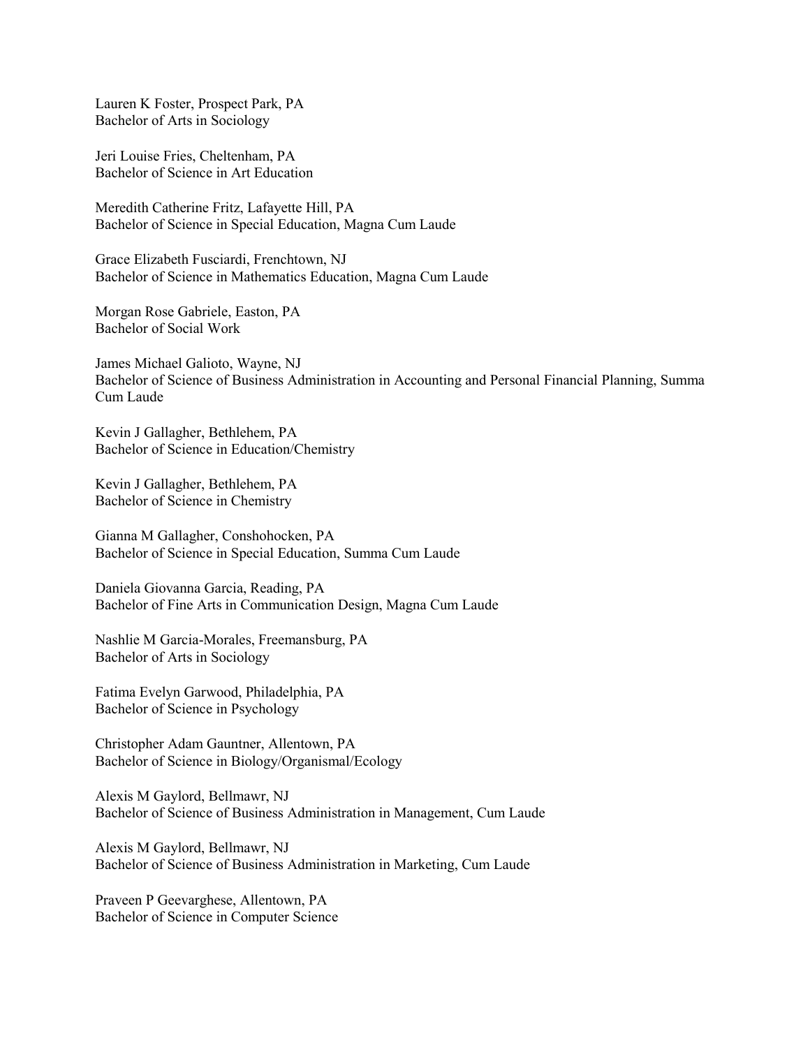Lauren K Foster, Prospect Park, PA
Bachelor of Arts in Sociology

Jeri Louise Fries, Cheltenham, PA
Bachelor of Science in Art Education

Meredith Catherine Fritz, Lafayette Hill, PA
Bachelor of Science in Special Education, Magna Cum Laude

Grace Elizabeth Fusciardi, Frenchtown, NJ
Bachelor of Science in Mathematics Education, Magna Cum Laude

Morgan Rose Gabriele, Easton, PA
Bachelor of Social Work

James Michael Galioto, Wayne, NJ
Bachelor of Science of Business Administration in Accounting and Personal Financial Planning, Summa Cum Laude

Kevin J Gallagher, Bethlehem, PA
Bachelor of Science in Education/Chemistry

Kevin J Gallagher, Bethlehem, PA
Bachelor of Science in Chemistry

Gianna M Gallagher, Conshohocken, PA
Bachelor of Science in Special Education, Summa Cum Laude

Daniela Giovanna Garcia, Reading, PA
Bachelor of Fine Arts in Communication Design, Magna Cum Laude

Nashlie M Garcia-Morales, Freemansburg, PA
Bachelor of Arts in Sociology

Fatima Evelyn Garwood, Philadelphia, PA
Bachelor of Science in Psychology

Christopher Adam Gauntner, Allentown, PA
Bachelor of Science in Biology/Organismal/Ecology

Alexis M Gaylord, Bellmawr, NJ
Bachelor of Science of Business Administration in Management, Cum Laude

Alexis M Gaylord, Bellmawr, NJ
Bachelor of Science of Business Administration in Marketing, Cum Laude

Praveen P Geevarghese, Allentown, PA
Bachelor of Science in Computer Science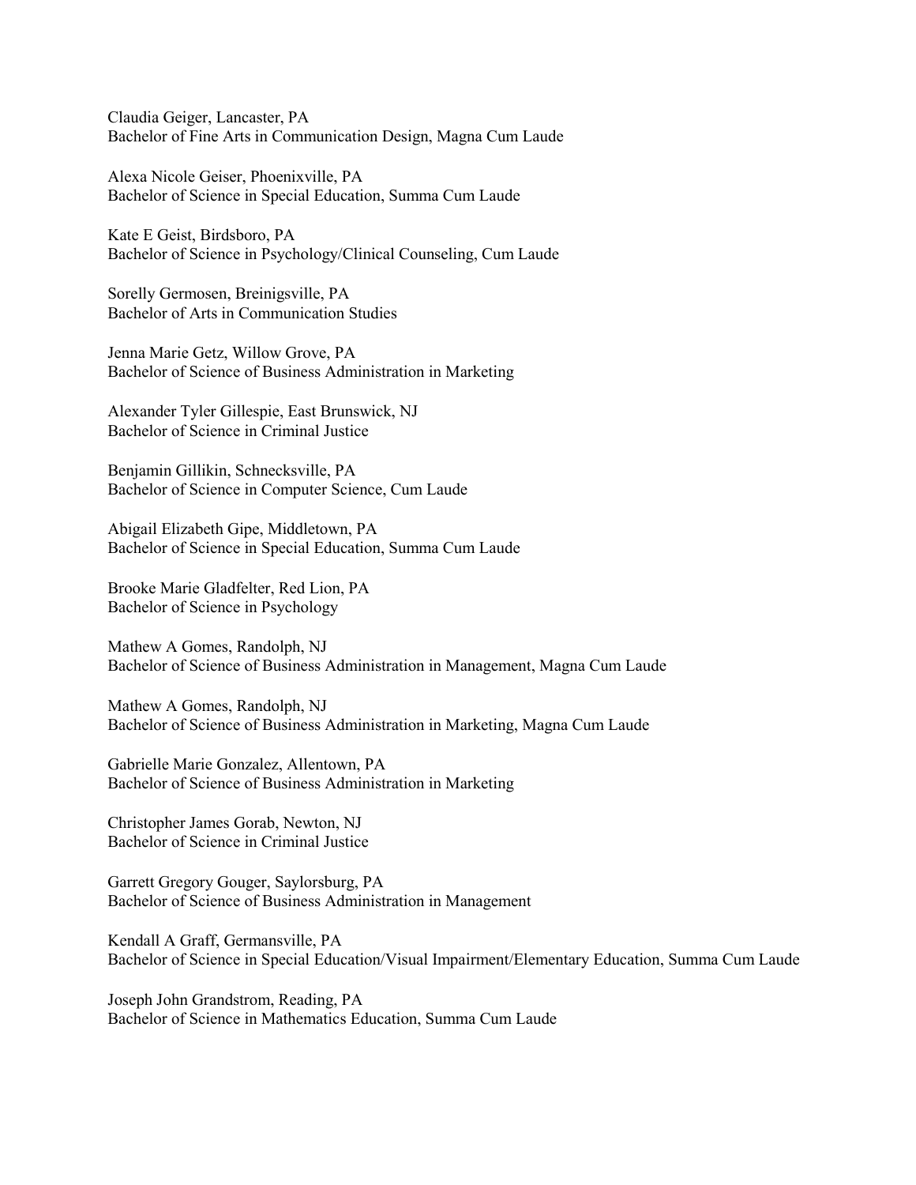Claudia Geiger, Lancaster, PA
Bachelor of Fine Arts in Communication Design, Magna Cum Laude

Alexa Nicole Geiser, Phoenixville, PA
Bachelor of Science in Special Education, Summa Cum Laude

Kate E Geist, Birdsboro, PA
Bachelor of Science in Psychology/Clinical Counseling, Cum Laude

Sorelly Germosen, Breinigsville, PA
Bachelor of Arts in Communication Studies

Jenna Marie Getz, Willow Grove, PA
Bachelor of Science of Business Administration in Marketing

Alexander Tyler Gillespie, East Brunswick, NJ
Bachelor of Science in Criminal Justice

Benjamin Gillikin, Schnecksville, PA
Bachelor of Science in Computer Science, Cum Laude

Abigail Elizabeth Gipe, Middletown, PA
Bachelor of Science in Special Education, Summa Cum Laude

Brooke Marie Gladfelter, Red Lion, PA
Bachelor of Science in Psychology

Mathew A Gomes, Randolph, NJ
Bachelor of Science of Business Administration in Management, Magna Cum Laude

Mathew A Gomes, Randolph, NJ
Bachelor of Science of Business Administration in Marketing, Magna Cum Laude

Gabrielle Marie Gonzalez, Allentown, PA
Bachelor of Science of Business Administration in Marketing

Christopher James Gorab, Newton, NJ
Bachelor of Science in Criminal Justice

Garrett Gregory Gouger, Saylorsburg, PA
Bachelor of Science of Business Administration in Management

Kendall A Graff, Germansville, PA
Bachelor of Science in Special Education/Visual Impairment/Elementary Education, Summa Cum Laude

Joseph John Grandstrom, Reading, PA
Bachelor of Science in Mathematics Education, Summa Cum Laude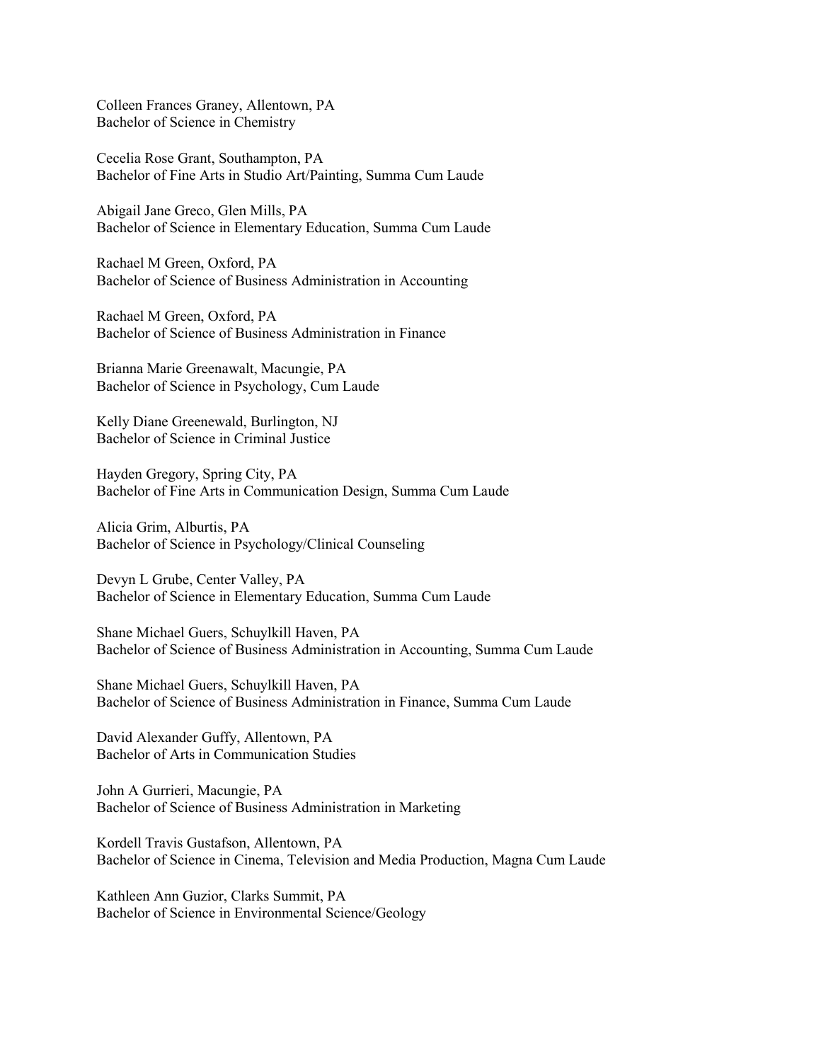Colleen Frances Graney, Allentown, PA
Bachelor of Science in Chemistry

Cecelia Rose Grant, Southampton, PA
Bachelor of Fine Arts in Studio Art/Painting, Summa Cum Laude

Abigail Jane Greco, Glen Mills, PA
Bachelor of Science in Elementary Education, Summa Cum Laude

Rachael M Green, Oxford, PA
Bachelor of Science of Business Administration in Accounting

Rachael M Green, Oxford, PA
Bachelor of Science of Business Administration in Finance

Brianna Marie Greenawalt, Macungie, PA
Bachelor of Science in Psychology, Cum Laude

Kelly Diane Greenewald, Burlington, NJ
Bachelor of Science in Criminal Justice

Hayden Gregory, Spring City, PA
Bachelor of Fine Arts in Communication Design, Summa Cum Laude

Alicia Grim, Alburtis, PA
Bachelor of Science in Psychology/Clinical Counseling

Devyn L Grube, Center Valley, PA
Bachelor of Science in Elementary Education, Summa Cum Laude

Shane Michael Guers, Schuylkill Haven, PA
Bachelor of Science of Business Administration in Accounting, Summa Cum Laude

Shane Michael Guers, Schuylkill Haven, PA
Bachelor of Science of Business Administration in Finance, Summa Cum Laude

David Alexander Guffy, Allentown, PA
Bachelor of Arts in Communication Studies

John A Gurrieri, Macungie, PA
Bachelor of Science of Business Administration in Marketing

Kordell Travis Gustafson, Allentown, PA
Bachelor of Science in Cinema, Television and Media Production, Magna Cum Laude

Kathleen Ann Guzior, Clarks Summit, PA
Bachelor of Science in Environmental Science/Geology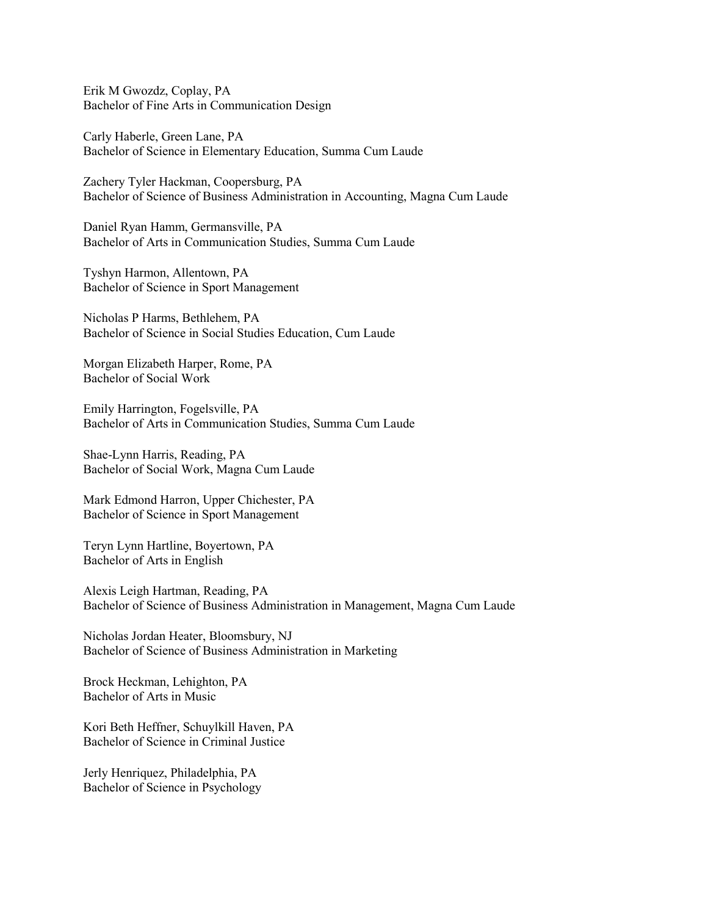Erik M Gwozdz, Coplay, PA
Bachelor of Fine Arts in Communication Design

Carly Haberle, Green Lane, PA
Bachelor of Science in Elementary Education, Summa Cum Laude

Zachery Tyler Hackman, Coopersburg, PA
Bachelor of Science of Business Administration in Accounting, Magna Cum Laude

Daniel Ryan Hamm, Germansville, PA
Bachelor of Arts in Communication Studies, Summa Cum Laude

Tyshyn Harmon, Allentown, PA
Bachelor of Science in Sport Management

Nicholas P Harms, Bethlehem, PA
Bachelor of Science in Social Studies Education, Cum Laude

Morgan Elizabeth Harper, Rome, PA
Bachelor of Social Work

Emily Harrington, Fogelsville, PA
Bachelor of Arts in Communication Studies, Summa Cum Laude

Shae-Lynn Harris, Reading, PA
Bachelor of Social Work, Magna Cum Laude

Mark Edmond Harron, Upper Chichester, PA
Bachelor of Science in Sport Management

Teryn Lynn Hartline, Boyertown, PA
Bachelor of Arts in English

Alexis Leigh Hartman, Reading, PA
Bachelor of Science of Business Administration in Management, Magna Cum Laude

Nicholas Jordan Heater, Bloomsbury, NJ
Bachelor of Science of Business Administration in Marketing

Brock Heckman, Lehighton, PA
Bachelor of Arts in Music

Kori Beth Heffner, Schuylkill Haven, PA
Bachelor of Science in Criminal Justice

Jerly Henriquez, Philadelphia, PA
Bachelor of Science in Psychology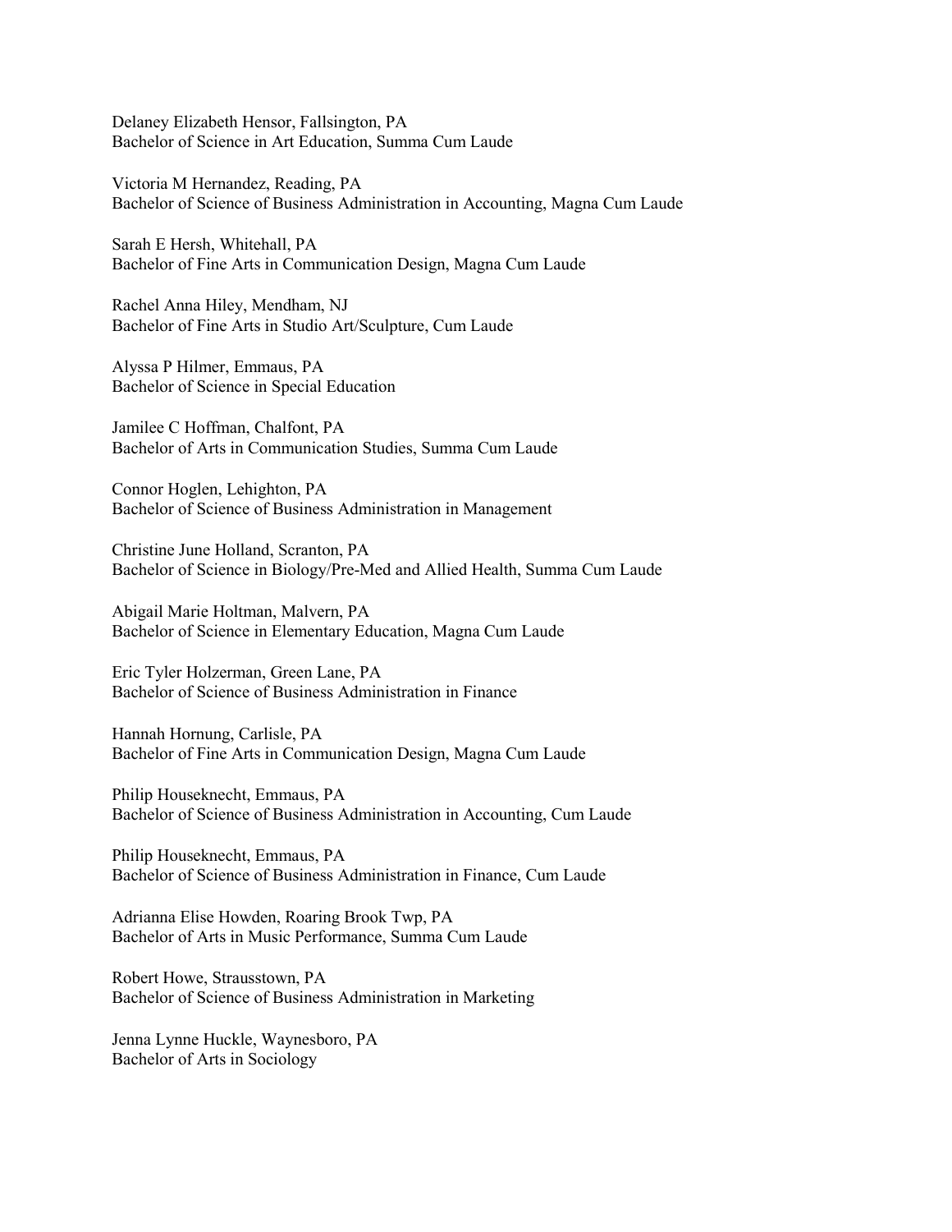Delaney Elizabeth Hensor, Fallsington, PA
Bachelor of Science in Art Education, Summa Cum Laude

Victoria M Hernandez, Reading, PA
Bachelor of Science of Business Administration in Accounting, Magna Cum Laude

Sarah E Hersh, Whitehall, PA
Bachelor of Fine Arts in Communication Design, Magna Cum Laude

Rachel Anna Hiley, Mendham, NJ
Bachelor of Fine Arts in Studio Art/Sculpture, Cum Laude

Alyssa P Hilmer, Emmaus, PA
Bachelor of Science in Special Education

Jamilee C Hoffman, Chalfont, PA
Bachelor of Arts in Communication Studies, Summa Cum Laude

Connor Hoglen, Lehighton, PA
Bachelor of Science of Business Administration in Management

Christine June Holland, Scranton, PA
Bachelor of Science in Biology/Pre-Med and Allied Health, Summa Cum Laude

Abigail Marie Holtman, Malvern, PA
Bachelor of Science in Elementary Education, Magna Cum Laude

Eric Tyler Holzerman, Green Lane, PA
Bachelor of Science of Business Administration in Finance

Hannah Hornung, Carlisle, PA
Bachelor of Fine Arts in Communication Design, Magna Cum Laude

Philip Houseknecht, Emmaus, PA
Bachelor of Science of Business Administration in Accounting, Cum Laude

Philip Houseknecht, Emmaus, PA
Bachelor of Science of Business Administration in Finance, Cum Laude

Adrianna Elise Howden, Roaring Brook Twp, PA
Bachelor of Arts in Music Performance, Summa Cum Laude

Robert Howe, Strausstown, PA
Bachelor of Science of Business Administration in Marketing

Jenna Lynne Huckle, Waynesboro, PA
Bachelor of Arts in Sociology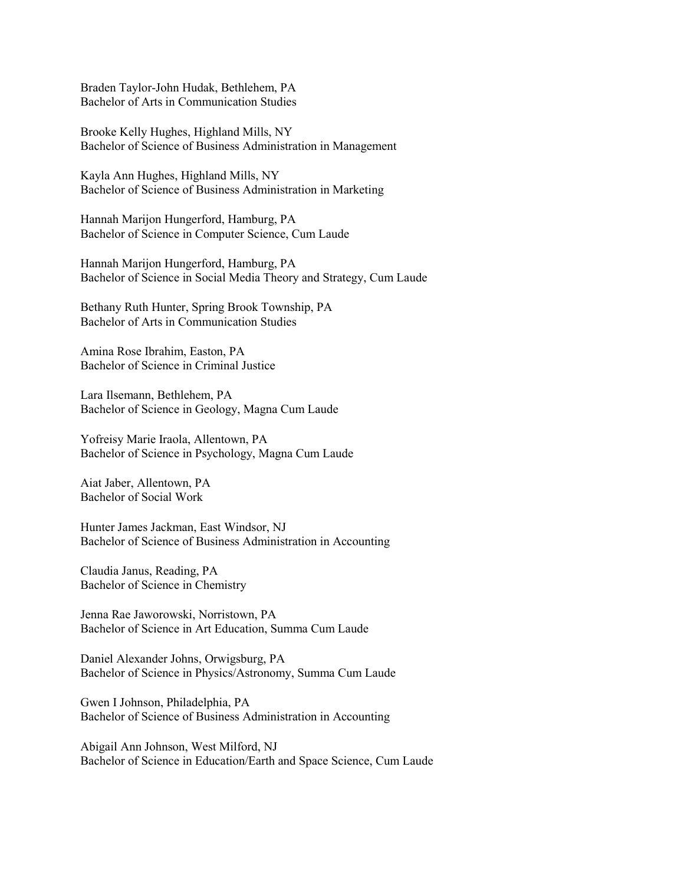Braden Taylor-John Hudak, Bethlehem, PA
Bachelor of Arts in Communication Studies

Brooke Kelly Hughes, Highland Mills, NY
Bachelor of Science of Business Administration in Management

Kayla Ann Hughes, Highland Mills, NY
Bachelor of Science of Business Administration in Marketing

Hannah Marijon Hungerford, Hamburg, PA
Bachelor of Science in Computer Science, Cum Laude

Hannah Marijon Hungerford, Hamburg, PA
Bachelor of Science in Social Media Theory and Strategy, Cum Laude

Bethany Ruth Hunter, Spring Brook Township, PA
Bachelor of Arts in Communication Studies

Amina Rose Ibrahim, Easton, PA
Bachelor of Science in Criminal Justice

Lara Ilsemann, Bethlehem, PA
Bachelor of Science in Geology, Magna Cum Laude

Yofreisy Marie Iraola, Allentown, PA
Bachelor of Science in Psychology, Magna Cum Laude

Aiat Jaber, Allentown, PA
Bachelor of Social Work

Hunter James Jackman, East Windsor, NJ
Bachelor of Science of Business Administration in Accounting

Claudia Janus, Reading, PA
Bachelor of Science in Chemistry

Jenna Rae Jaworowski, Norristown, PA
Bachelor of Science in Art Education, Summa Cum Laude

Daniel Alexander Johns, Orwigsburg, PA
Bachelor of Science in Physics/Astronomy, Summa Cum Laude

Gwen I Johnson, Philadelphia, PA
Bachelor of Science of Business Administration in Accounting

Abigail Ann Johnson, West Milford, NJ
Bachelor of Science in Education/Earth and Space Science, Cum Laude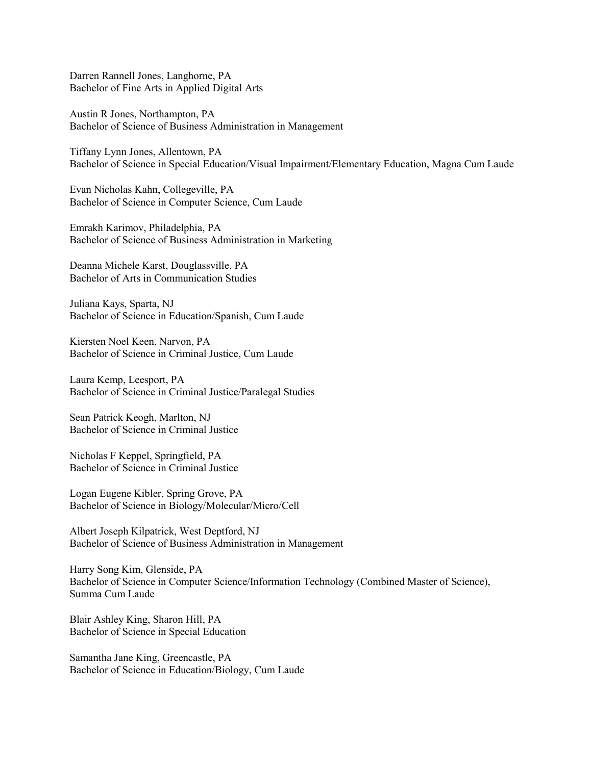Darren Rannell Jones, Langhorne, PA
Bachelor of Fine Arts in Applied Digital Arts

Austin R Jones, Northampton, PA
Bachelor of Science of Business Administration in Management

Tiffany Lynn Jones, Allentown, PA
Bachelor of Science in Special Education/Visual Impairment/Elementary Education, Magna Cum Laude

Evan Nicholas Kahn, Collegeville, PA
Bachelor of Science in Computer Science, Cum Laude

Emrakh Karimov, Philadelphia, PA
Bachelor of Science of Business Administration in Marketing

Deanna Michele Karst, Douglassville, PA
Bachelor of Arts in Communication Studies

Juliana Kays, Sparta, NJ
Bachelor of Science in Education/Spanish, Cum Laude

Kiersten Noel Keen, Narvon, PA
Bachelor of Science in Criminal Justice, Cum Laude

Laura Kemp, Leesport, PA
Bachelor of Science in Criminal Justice/Paralegal Studies

Sean Patrick Keogh, Marlton, NJ
Bachelor of Science in Criminal Justice

Nicholas F Keppel, Springfield, PA
Bachelor of Science in Criminal Justice

Logan Eugene Kibler, Spring Grove, PA
Bachelor of Science in Biology/Molecular/Micro/Cell

Albert Joseph Kilpatrick, West Deptford, NJ
Bachelor of Science of Business Administration in Management

Harry Song Kim, Glenside, PA
Bachelor of Science in Computer Science/Information Technology (Combined Master of Science), Summa Cum Laude

Blair Ashley King, Sharon Hill, PA
Bachelor of Science in Special Education

Samantha Jane King, Greencastle, PA
Bachelor of Science in Education/Biology, Cum Laude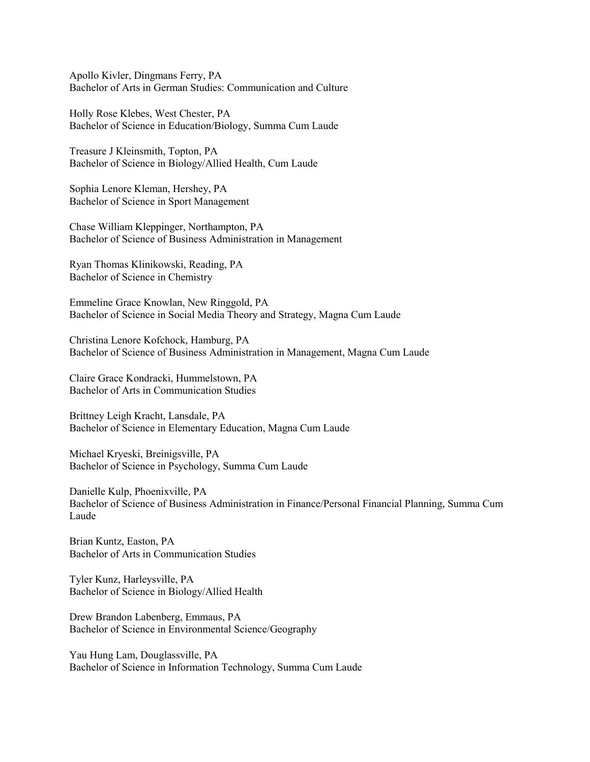Apollo Kivler, Dingmans Ferry, PA
Bachelor of Arts in German Studies: Communication and Culture

Holly Rose Klebes, West Chester, PA
Bachelor of Science in Education/Biology, Summa Cum Laude

Treasure J Kleinsmith, Topton, PA
Bachelor of Science in Biology/Allied Health, Cum Laude

Sophia Lenore Kleman, Hershey, PA
Bachelor of Science in Sport Management

Chase William Kleppinger, Northampton, PA
Bachelor of Science of Business Administration in Management

Ryan Thomas Klinikowski, Reading, PA
Bachelor of Science in Chemistry

Emmeline Grace Knowlan, New Ringgold, PA
Bachelor of Science in Social Media Theory and Strategy, Magna Cum Laude

Christina Lenore Kofchock, Hamburg, PA
Bachelor of Science of Business Administration in Management, Magna Cum Laude

Claire Grace Kondracki, Hummelstown, PA
Bachelor of Arts in Communication Studies

Brittney Leigh Kracht, Lansdale, PA
Bachelor of Science in Elementary Education, Magna Cum Laude

Michael Kryeski, Breinigsville, PA
Bachelor of Science in Psychology, Summa Cum Laude

Danielle Kulp, Phoenixville, PA
Bachelor of Science of Business Administration in Finance/Personal Financial Planning, Summa Cum Laude

Brian Kuntz, Easton, PA
Bachelor of Arts in Communication Studies

Tyler Kunz, Harleysville, PA
Bachelor of Science in Biology/Allied Health

Drew Brandon Labenberg, Emmaus, PA
Bachelor of Science in Environmental Science/Geography

Yau Hung Lam, Douglassville, PA
Bachelor of Science in Information Technology, Summa Cum Laude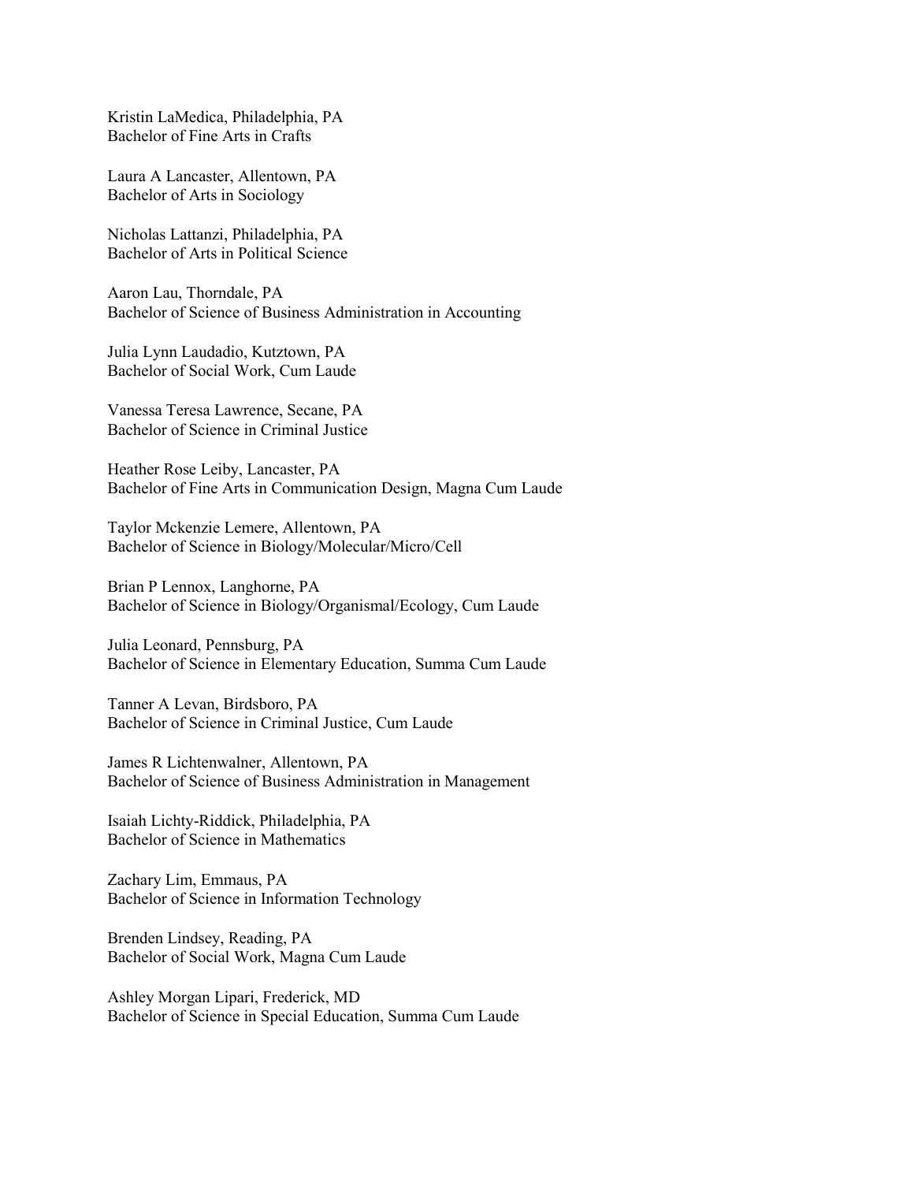Kristin LaMedica, Philadelphia, PA
Bachelor of Fine Arts in Crafts

Laura A Lancaster, Allentown, PA
Bachelor of Arts in Sociology

Nicholas Lattanzi, Philadelphia, PA
Bachelor of Arts in Political Science

Aaron Lau, Thorndale, PA
Bachelor of Science of Business Administration in Accounting

Julia Lynn Laudadio, Kutztown, PA
Bachelor of Social Work, Cum Laude

Vanessa Teresa Lawrence, Secane, PA
Bachelor of Science in Criminal Justice

Heather Rose Leiby, Lancaster, PA
Bachelor of Fine Arts in Communication Design, Magna Cum Laude

Taylor Mckenzie Lemere, Allentown, PA
Bachelor of Science in Biology/Molecular/Micro/Cell

Brian P Lennox, Langhorne, PA
Bachelor of Science in Biology/Organismal/Ecology, Cum Laude

Julia Leonard, Pennsburg, PA
Bachelor of Science in Elementary Education, Summa Cum Laude

Tanner A Levan, Birdsboro, PA
Bachelor of Science in Criminal Justice, Cum Laude

James R Lichtenwalner, Allentown, PA
Bachelor of Science of Business Administration in Management

Isaiah Lichty-Riddick, Philadelphia, PA
Bachelor of Science in Mathematics

Zachary Lim, Emmaus, PA
Bachelor of Science in Information Technology

Brenden Lindsey, Reading, PA
Bachelor of Social Work, Magna Cum Laude

Ashley Morgan Lipari, Frederick, MD
Bachelor of Science in Special Education, Summa Cum Laude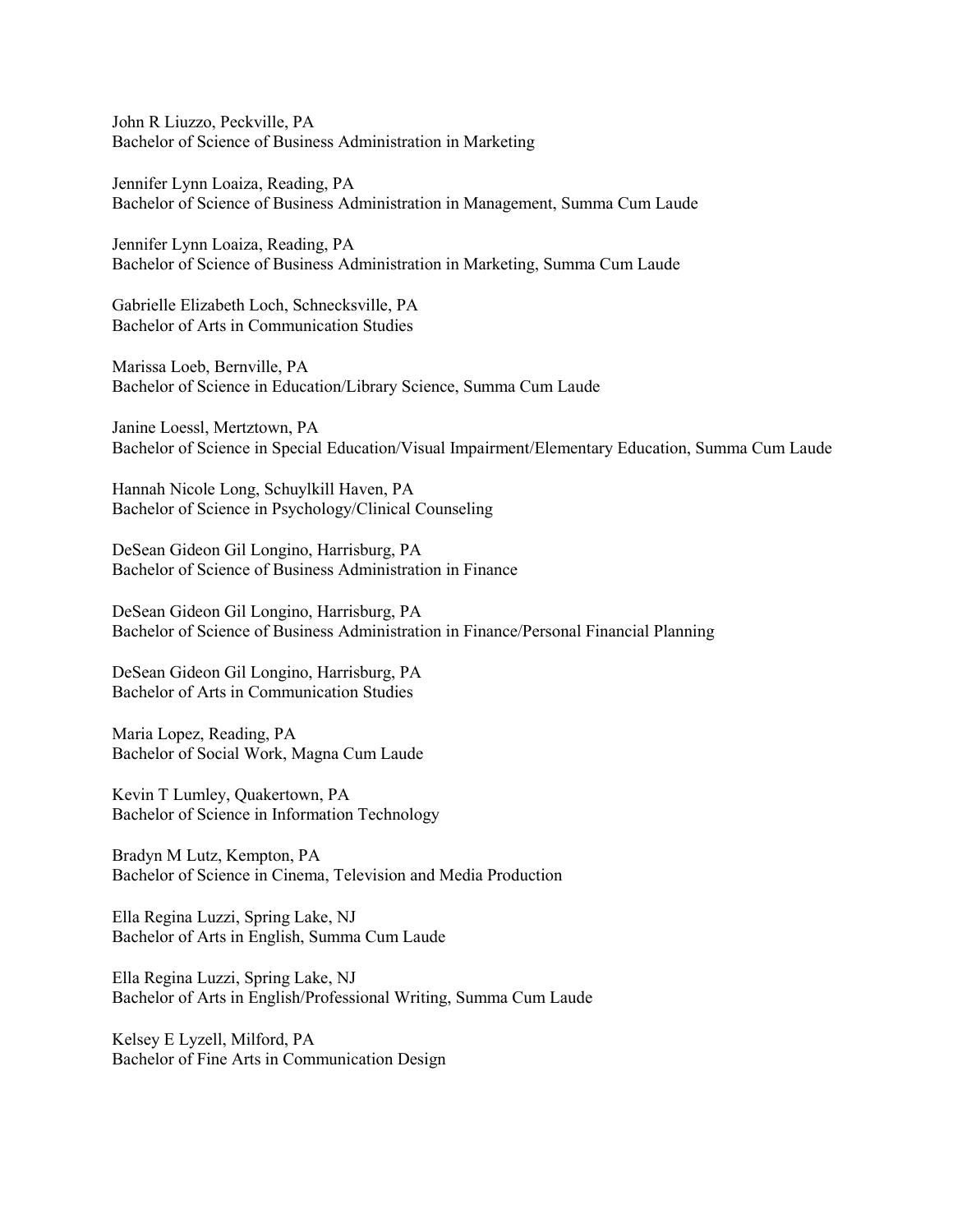John R Liuzzo, Peckville, PA
Bachelor of Science of Business Administration in Marketing

Jennifer Lynn Loaiza, Reading, PA
Bachelor of Science of Business Administration in Management, Summa Cum Laude

Jennifer Lynn Loaiza, Reading, PA
Bachelor of Science of Business Administration in Marketing, Summa Cum Laude

Gabrielle Elizabeth Loch, Schnecksville, PA
Bachelor of Arts in Communication Studies

Marissa Loeb, Bernville, PA
Bachelor of Science in Education/Library Science, Summa Cum Laude

Janine Loessl, Mertztown, PA
Bachelor of Science in Special Education/Visual Impairment/Elementary Education, Summa Cum Laude

Hannah Nicole Long, Schuylkill Haven, PA
Bachelor of Science in Psychology/Clinical Counseling

DeSean Gideon Gil Longino, Harrisburg, PA
Bachelor of Science of Business Administration in Finance

DeSean Gideon Gil Longino, Harrisburg, PA
Bachelor of Science of Business Administration in Finance/Personal Financial Planning

DeSean Gideon Gil Longino, Harrisburg, PA
Bachelor of Arts in Communication Studies

Maria Lopez, Reading, PA
Bachelor of Social Work, Magna Cum Laude

Kevin T Lumley, Quakertown, PA
Bachelor of Science in Information Technology

Bradyn M Lutz, Kempton, PA
Bachelor of Science in Cinema, Television and Media Production

Ella Regina Luzzi, Spring Lake, NJ
Bachelor of Arts in English, Summa Cum Laude

Ella Regina Luzzi, Spring Lake, NJ
Bachelor of Arts in English/Professional Writing, Summa Cum Laude

Kelsey E Lyzell, Milford, PA
Bachelor of Fine Arts in Communication Design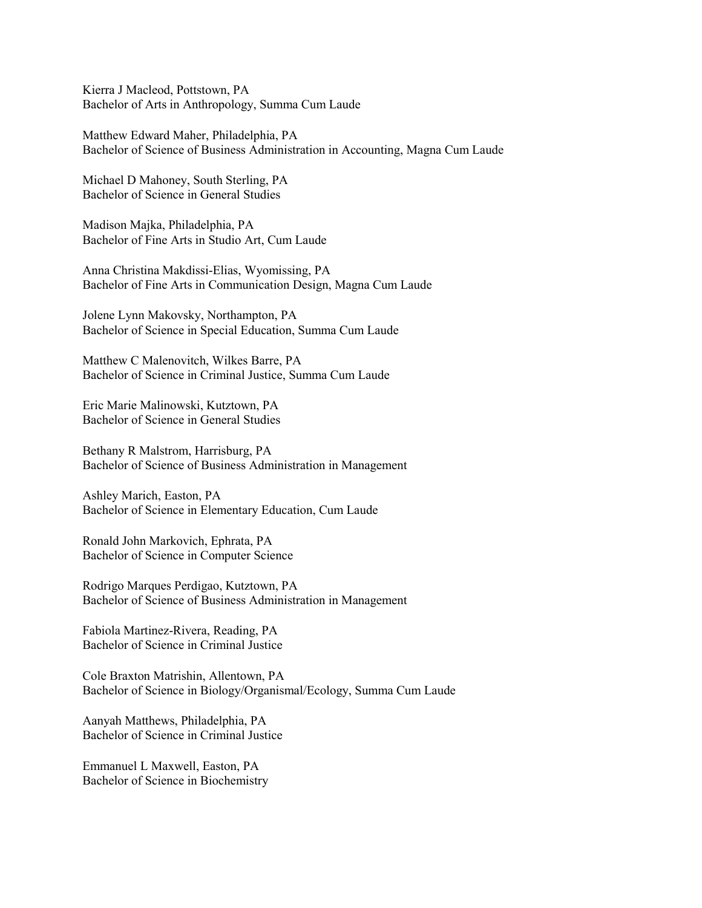Kierra J Macleod, Pottstown, PA
Bachelor of Arts in Anthropology, Summa Cum Laude

Matthew Edward Maher, Philadelphia, PA
Bachelor of Science of Business Administration in Accounting, Magna Cum Laude

Michael D Mahoney, South Sterling, PA
Bachelor of Science in General Studies

Madison Majka, Philadelphia, PA
Bachelor of Fine Arts in Studio Art, Cum Laude

Anna Christina Makdissi-Elias, Wyomissing, PA
Bachelor of Fine Arts in Communication Design, Magna Cum Laude

Jolene Lynn Makovsky, Northampton, PA
Bachelor of Science in Special Education, Summa Cum Laude

Matthew C Malenovitch, Wilkes Barre, PA
Bachelor of Science in Criminal Justice, Summa Cum Laude

Eric Marie Malinowski, Kutztown, PA
Bachelor of Science in General Studies

Bethany R Malstrom, Harrisburg, PA
Bachelor of Science of Business Administration in Management

Ashley Marich, Easton, PA
Bachelor of Science in Elementary Education, Cum Laude

Ronald John Markovich, Ephrata, PA
Bachelor of Science in Computer Science

Rodrigo Marques Perdigao, Kutztown, PA
Bachelor of Science of Business Administration in Management

Fabiola Martinez-Rivera, Reading, PA
Bachelor of Science in Criminal Justice

Cole Braxton Matrishin, Allentown, PA
Bachelor of Science in Biology/Organismal/Ecology, Summa Cum Laude

Aanyah Matthews, Philadelphia, PA
Bachelor of Science in Criminal Justice

Emmanuel L Maxwell, Easton, PA
Bachelor of Science in Biochemistry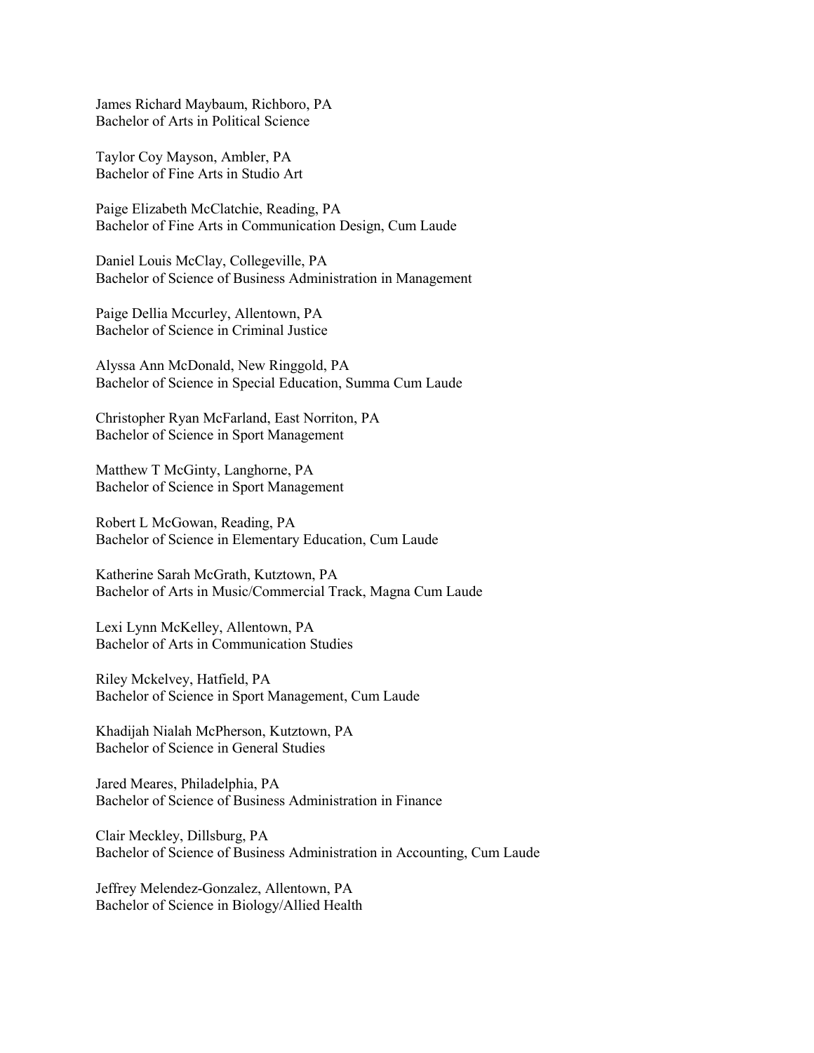James Richard Maybaum, Richboro, PA
Bachelor of Arts in Political Science

Taylor Coy Mayson, Ambler, PA
Bachelor of Fine Arts in Studio Art

Paige Elizabeth McClatchie, Reading, PA
Bachelor of Fine Arts in Communication Design, Cum Laude

Daniel Louis McClay, Collegeville, PA
Bachelor of Science of Business Administration in Management

Paige Dellia Mccurley, Allentown, PA
Bachelor of Science in Criminal Justice

Alyssa Ann McDonald, New Ringgold, PA
Bachelor of Science in Special Education, Summa Cum Laude

Christopher Ryan McFarland, East Norriton, PA
Bachelor of Science in Sport Management

Matthew T McGinty, Langhorne, PA
Bachelor of Science in Sport Management

Robert L McGowan, Reading, PA
Bachelor of Science in Elementary Education, Cum Laude

Katherine Sarah McGrath, Kutztown, PA
Bachelor of Arts in Music/Commercial Track, Magna Cum Laude

Lexi Lynn McKelley, Allentown, PA
Bachelor of Arts in Communication Studies

Riley Mckelvey, Hatfield, PA
Bachelor of Science in Sport Management, Cum Laude

Khadijah Nialah McPherson, Kutztown, PA
Bachelor of Science in General Studies

Jared Meares, Philadelphia, PA
Bachelor of Science of Business Administration in Finance

Clair Meckley, Dillsburg, PA
Bachelor of Science of Business Administration in Accounting, Cum Laude

Jeffrey Melendez-Gonzalez, Allentown, PA
Bachelor of Science in Biology/Allied Health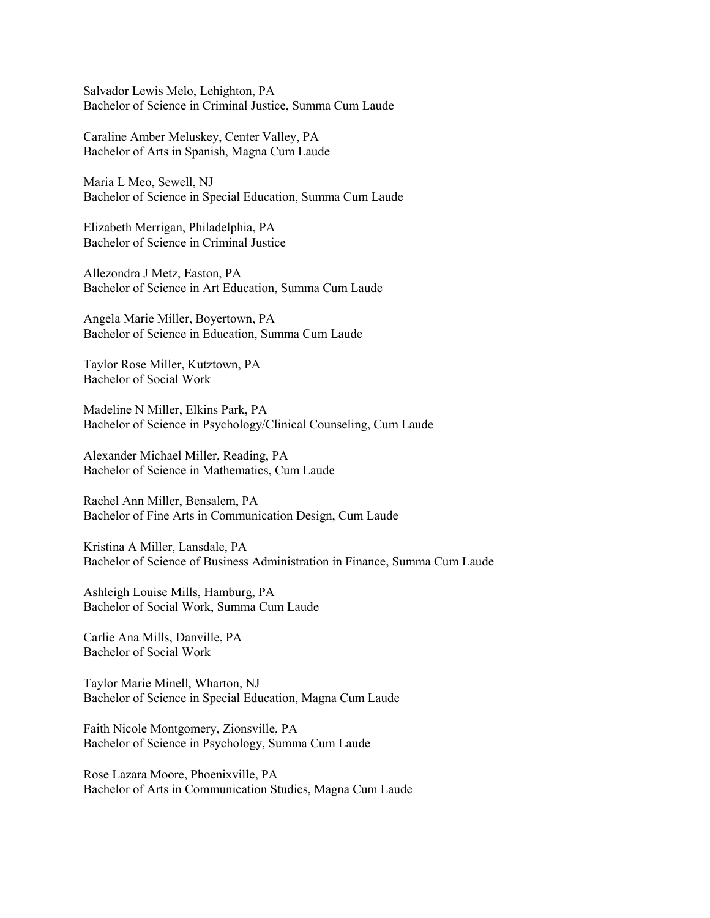Salvador Lewis Melo, Lehighton, PA
Bachelor of Science in Criminal Justice, Summa Cum Laude

Caraline Amber Meluskey, Center Valley, PA
Bachelor of Arts in Spanish, Magna Cum Laude

Maria L Meo, Sewell, NJ
Bachelor of Science in Special Education, Summa Cum Laude

Elizabeth Merrigan, Philadelphia, PA
Bachelor of Science in Criminal Justice

Allezondra J Metz, Easton, PA
Bachelor of Science in Art Education, Summa Cum Laude

Angela Marie Miller, Boyertown, PA
Bachelor of Science in Education, Summa Cum Laude

Taylor Rose Miller, Kutztown, PA
Bachelor of Social Work

Madeline N Miller, Elkins Park, PA
Bachelor of Science in Psychology/Clinical Counseling, Cum Laude

Alexander Michael Miller, Reading, PA
Bachelor of Science in Mathematics, Cum Laude

Rachel Ann Miller, Bensalem, PA
Bachelor of Fine Arts in Communication Design, Cum Laude

Kristina A Miller, Lansdale, PA
Bachelor of Science of Business Administration in Finance, Summa Cum Laude

Ashleigh Louise Mills, Hamburg, PA
Bachelor of Social Work, Summa Cum Laude

Carlie Ana Mills, Danville, PA
Bachelor of Social Work

Taylor Marie Minell, Wharton, NJ
Bachelor of Science in Special Education, Magna Cum Laude

Faith Nicole Montgomery, Zionsville, PA
Bachelor of Science in Psychology, Summa Cum Laude

Rose Lazara Moore, Phoenixville, PA
Bachelor of Arts in Communication Studies, Magna Cum Laude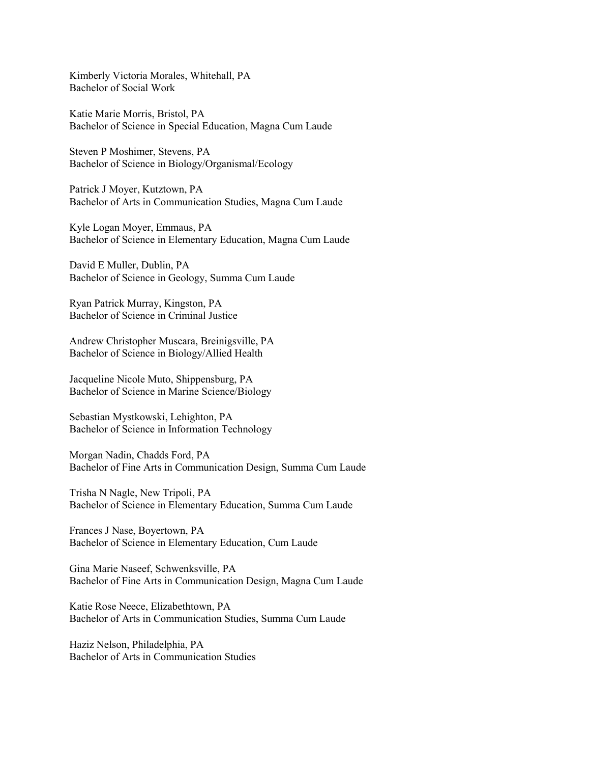Kimberly Victoria Morales, Whitehall, PA
Bachelor of Social Work

Katie Marie Morris, Bristol, PA
Bachelor of Science in Special Education, Magna Cum Laude

Steven P Moshimer, Stevens, PA
Bachelor of Science in Biology/Organismal/Ecology

Patrick J Moyer, Kutztown, PA
Bachelor of Arts in Communication Studies, Magna Cum Laude

Kyle Logan Moyer, Emmaus, PA
Bachelor of Science in Elementary Education, Magna Cum Laude

David E Muller, Dublin, PA
Bachelor of Science in Geology, Summa Cum Laude

Ryan Patrick Murray, Kingston, PA
Bachelor of Science in Criminal Justice

Andrew Christopher Muscara, Breinigsville, PA
Bachelor of Science in Biology/Allied Health

Jacqueline Nicole Muto, Shippensburg, PA
Bachelor of Science in Marine Science/Biology

Sebastian Mystkowski, Lehighton, PA
Bachelor of Science in Information Technology

Morgan Nadin, Chadds Ford, PA
Bachelor of Fine Arts in Communication Design, Summa Cum Laude

Trisha N Nagle, New Tripoli, PA
Bachelor of Science in Elementary Education, Summa Cum Laude

Frances J Nase, Boyertown, PA
Bachelor of Science in Elementary Education, Cum Laude

Gina Marie Naseef, Schwenksville, PA
Bachelor of Fine Arts in Communication Design, Magna Cum Laude

Katie Rose Neece, Elizabethtown, PA
Bachelor of Arts in Communication Studies, Summa Cum Laude

Haziz Nelson, Philadelphia, PA
Bachelor of Arts in Communication Studies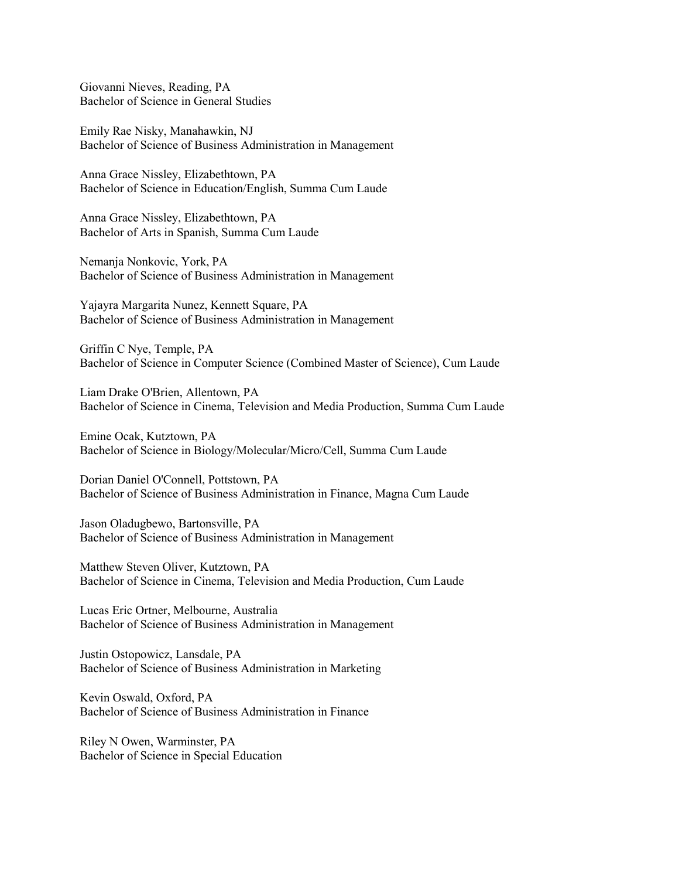Giovanni Nieves, Reading, PA
Bachelor of Science in General Studies

Emily Rae Nisky, Manahawkin, NJ
Bachelor of Science of Business Administration in Management

Anna Grace Nissley, Elizabethtown, PA
Bachelor of Science in Education/English, Summa Cum Laude

Anna Grace Nissley, Elizabethtown, PA
Bachelor of Arts in Spanish, Summa Cum Laude

Nemanja Nonkovic, York, PA
Bachelor of Science of Business Administration in Management

Yajayra Margarita Nunez, Kennett Square, PA
Bachelor of Science of Business Administration in Management

Griffin C Nye, Temple, PA
Bachelor of Science in Computer Science (Combined Master of Science), Cum Laude

Liam Drake O'Brien, Allentown, PA
Bachelor of Science in Cinema, Television and Media Production, Summa Cum Laude

Emine Ocak, Kutztown, PA
Bachelor of Science in Biology/Molecular/Micro/Cell, Summa Cum Laude

Dorian Daniel O'Connell, Pottstown, PA
Bachelor of Science of Business Administration in Finance, Magna Cum Laude

Jason Oladugbewo, Bartonsville, PA
Bachelor of Science of Business Administration in Management

Matthew Steven Oliver, Kutztown, PA
Bachelor of Science in Cinema, Television and Media Production, Cum Laude

Lucas Eric Ortner, Melbourne, Australia
Bachelor of Science of Business Administration in Management

Justin Ostopowicz, Lansdale, PA
Bachelor of Science of Business Administration in Marketing

Kevin Oswald, Oxford, PA
Bachelor of Science of Business Administration in Finance

Riley N Owen, Warminster, PA
Bachelor of Science in Special Education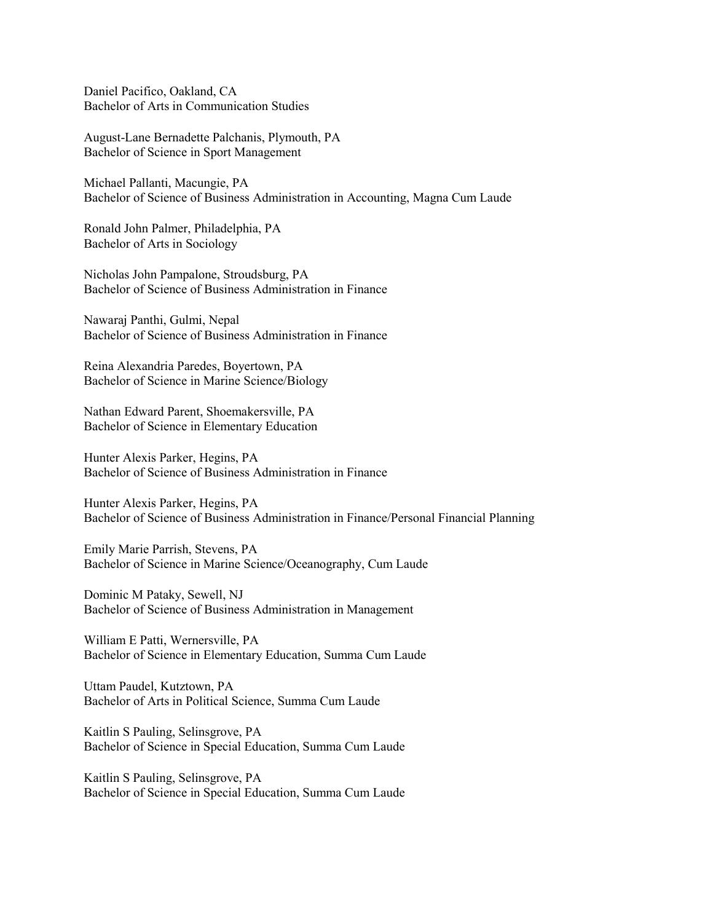Daniel Pacifico, Oakland, CA
Bachelor of Arts in Communication Studies

August-Lane Bernadette Palchanis, Plymouth, PA
Bachelor of Science in Sport Management

Michael Pallanti, Macungie, PA
Bachelor of Science of Business Administration in Accounting, Magna Cum Laude

Ronald John Palmer, Philadelphia, PA
Bachelor of Arts in Sociology

Nicholas John Pampalone, Stroudsburg, PA
Bachelor of Science of Business Administration in Finance

Nawaraj Panthi, Gulmi, Nepal
Bachelor of Science of Business Administration in Finance

Reina Alexandria Paredes, Boyertown, PA
Bachelor of Science in Marine Science/Biology

Nathan Edward Parent, Shoemakersville, PA
Bachelor of Science in Elementary Education

Hunter Alexis Parker, Hegins, PA
Bachelor of Science of Business Administration in Finance

Hunter Alexis Parker, Hegins, PA
Bachelor of Science of Business Administration in Finance/Personal Financial Planning

Emily Marie Parrish, Stevens, PA
Bachelor of Science in Marine Science/Oceanography, Cum Laude

Dominic M Pataky, Sewell, NJ
Bachelor of Science of Business Administration in Management

William E Patti, Wernersville, PA
Bachelor of Science in Elementary Education, Summa Cum Laude

Uttam Paudel, Kutztown, PA
Bachelor of Arts in Political Science, Summa Cum Laude

Kaitlin S Pauling, Selinsgrove, PA
Bachelor of Science in Special Education, Summa Cum Laude

Kaitlin S Pauling, Selinsgrove, PA
Bachelor of Science in Special Education, Summa Cum Laude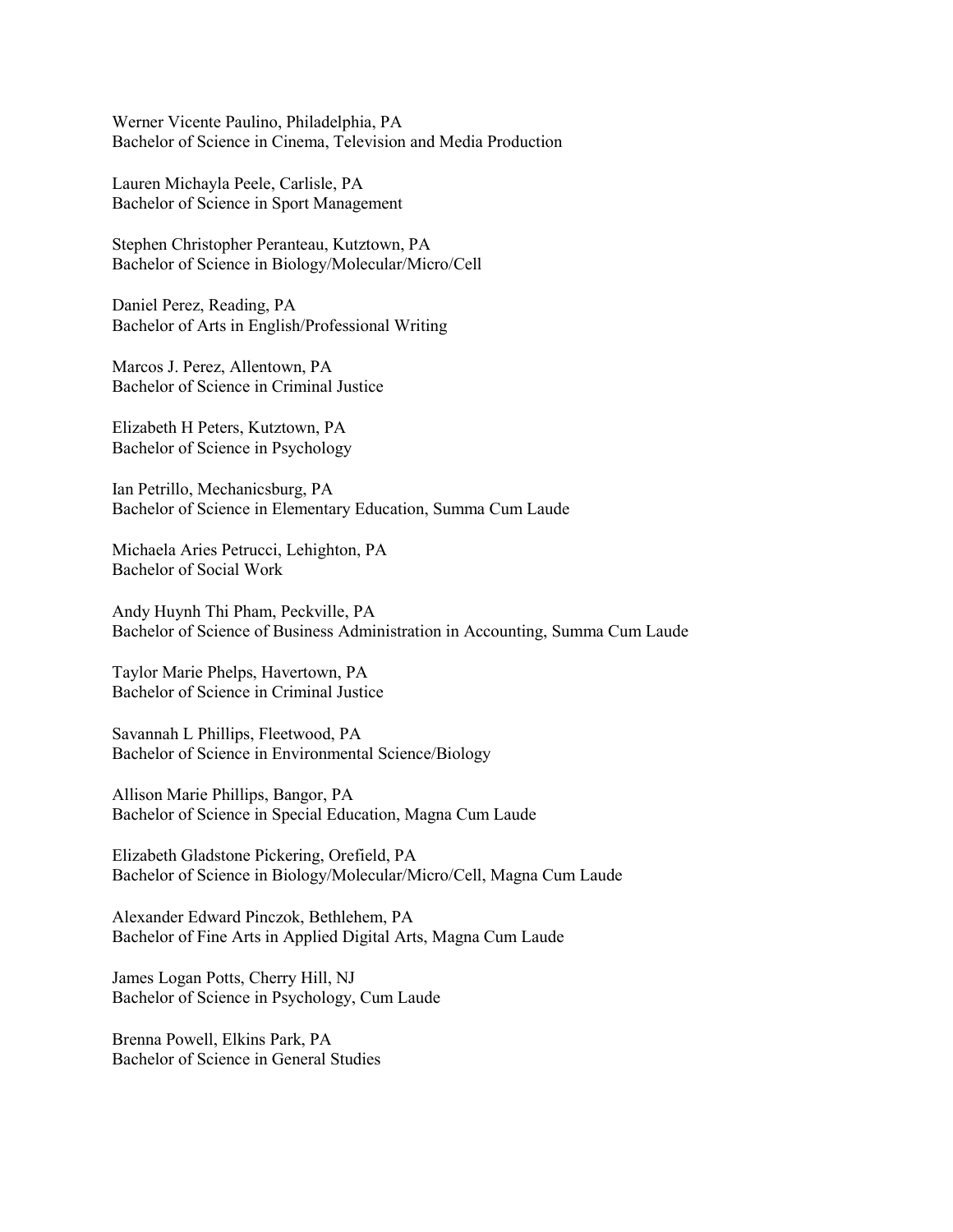Werner Vicente Paulino, Philadelphia, PA
Bachelor of Science in Cinema, Television and Media Production

Lauren Michayla Peele, Carlisle, PA
Bachelor of Science in Sport Management

Stephen Christopher Peranteau, Kutztown, PA
Bachelor of Science in Biology/Molecular/Micro/Cell

Daniel Perez, Reading, PA
Bachelor of Arts in English/Professional Writing

Marcos J. Perez, Allentown, PA
Bachelor of Science in Criminal Justice

Elizabeth H Peters, Kutztown, PA
Bachelor of Science in Psychology

Ian Petrillo, Mechanicsburg, PA
Bachelor of Science in Elementary Education, Summa Cum Laude

Michaela Aries Petrucci, Lehighton, PA
Bachelor of Social Work

Andy Huynh Thi Pham, Peckville, PA
Bachelor of Science of Business Administration in Accounting, Summa Cum Laude

Taylor Marie Phelps, Havertown, PA
Bachelor of Science in Criminal Justice

Savannah L Phillips, Fleetwood, PA
Bachelor of Science in Environmental Science/Biology

Allison Marie Phillips, Bangor, PA
Bachelor of Science in Special Education, Magna Cum Laude

Elizabeth Gladstone Pickering, Orefield, PA
Bachelor of Science in Biology/Molecular/Micro/Cell, Magna Cum Laude

Alexander Edward Pinczok, Bethlehem, PA
Bachelor of Fine Arts in Applied Digital Arts, Magna Cum Laude

James Logan Potts, Cherry Hill, NJ
Bachelor of Science in Psychology, Cum Laude

Brenna Powell, Elkins Park, PA
Bachelor of Science in General Studies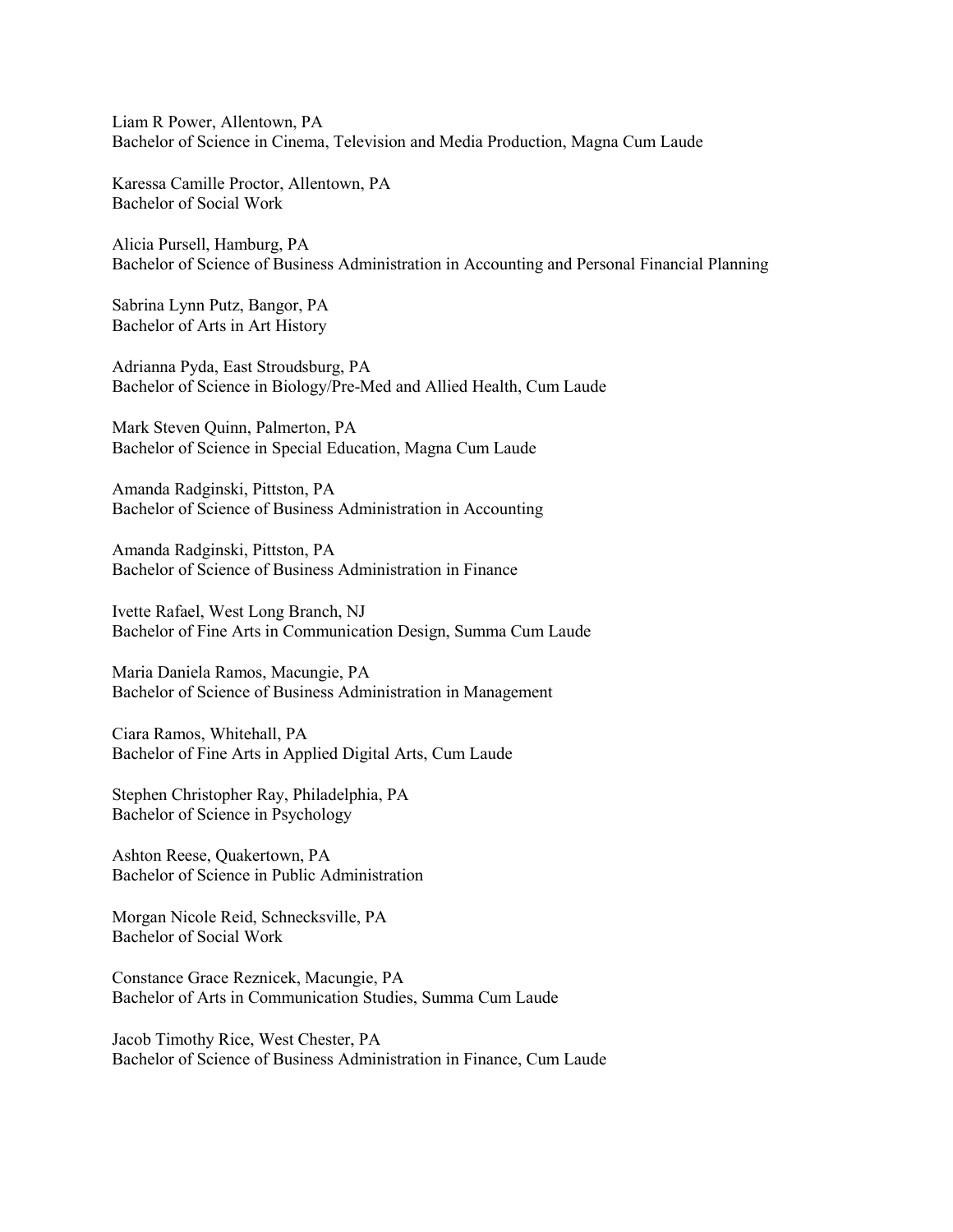Liam R Power, Allentown, PA
Bachelor of Science in Cinema, Television and Media Production, Magna Cum Laude

Karessa Camille Proctor, Allentown, PA
Bachelor of Social Work

Alicia Pursell, Hamburg, PA
Bachelor of Science of Business Administration in Accounting and Personal Financial Planning

Sabrina Lynn Putz, Bangor, PA
Bachelor of Arts in Art History

Adrianna Pyda, East Stroudsburg, PA
Bachelor of Science in Biology/Pre-Med and Allied Health, Cum Laude

Mark Steven Quinn, Palmerton, PA
Bachelor of Science in Special Education, Magna Cum Laude

Amanda Radginski, Pittston, PA
Bachelor of Science of Business Administration in Accounting

Amanda Radginski, Pittston, PA
Bachelor of Science of Business Administration in Finance

Ivette Rafael, West Long Branch, NJ
Bachelor of Fine Arts in Communication Design, Summa Cum Laude

Maria Daniela Ramos, Macungie, PA
Bachelor of Science of Business Administration in Management

Ciara Ramos, Whitehall, PA
Bachelor of Fine Arts in Applied Digital Arts, Cum Laude

Stephen Christopher Ray, Philadelphia, PA
Bachelor of Science in Psychology

Ashton Reese, Quakertown, PA
Bachelor of Science in Public Administration

Morgan Nicole Reid, Schnecksville, PA
Bachelor of Social Work

Constance Grace Reznicek, Macungie, PA
Bachelor of Arts in Communication Studies, Summa Cum Laude

Jacob Timothy Rice, West Chester, PA
Bachelor of Science of Business Administration in Finance, Cum Laude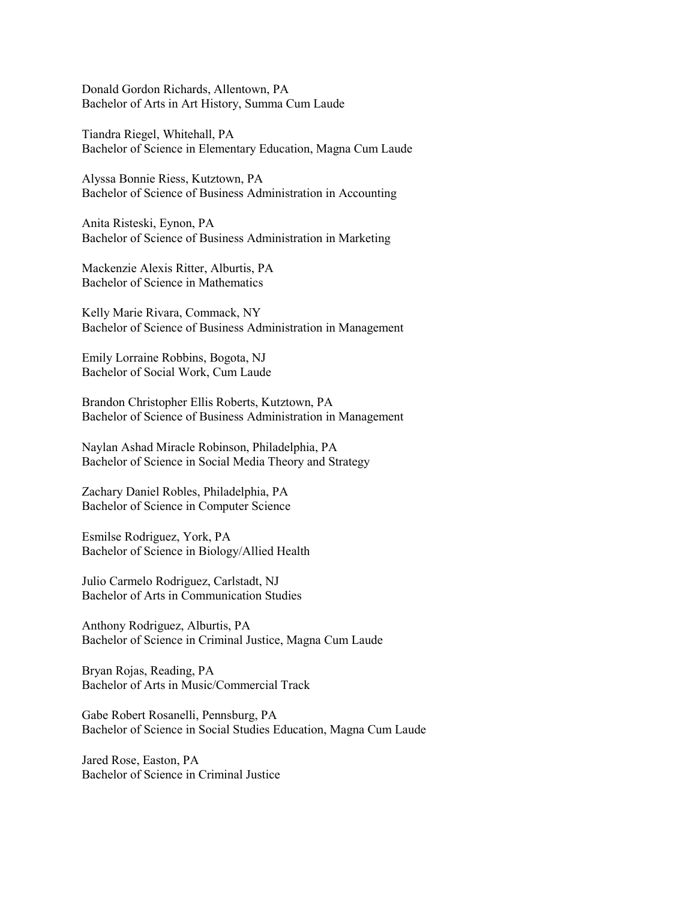Donald Gordon Richards, Allentown, PA
Bachelor of Arts in Art History, Summa Cum Laude

Tiandra Riegel, Whitehall, PA
Bachelor of Science in Elementary Education, Magna Cum Laude

Alyssa Bonnie Riess, Kutztown, PA
Bachelor of Science of Business Administration in Accounting

Anita Risteski, Eynon, PA
Bachelor of Science of Business Administration in Marketing

Mackenzie Alexis Ritter, Alburtis, PA
Bachelor of Science in Mathematics

Kelly Marie Rivara, Commack, NY
Bachelor of Science of Business Administration in Management

Emily Lorraine Robbins, Bogota, NJ
Bachelor of Social Work, Cum Laude

Brandon Christopher Ellis Roberts, Kutztown, PA
Bachelor of Science of Business Administration in Management

Naylan Ashad Miracle Robinson, Philadelphia, PA
Bachelor of Science in Social Media Theory and Strategy

Zachary Daniel Robles, Philadelphia, PA
Bachelor of Science in Computer Science

Esmilse Rodriguez, York, PA
Bachelor of Science in Biology/Allied Health

Julio Carmelo Rodriguez, Carlstadt, NJ
Bachelor of Arts in Communication Studies

Anthony Rodriguez, Alburtis, PA
Bachelor of Science in Criminal Justice, Magna Cum Laude

Bryan Rojas, Reading, PA
Bachelor of Arts in Music/Commercial Track

Gabe Robert Rosanelli, Pennsburg, PA
Bachelor of Science in Social Studies Education, Magna Cum Laude

Jared Rose, Easton, PA
Bachelor of Science in Criminal Justice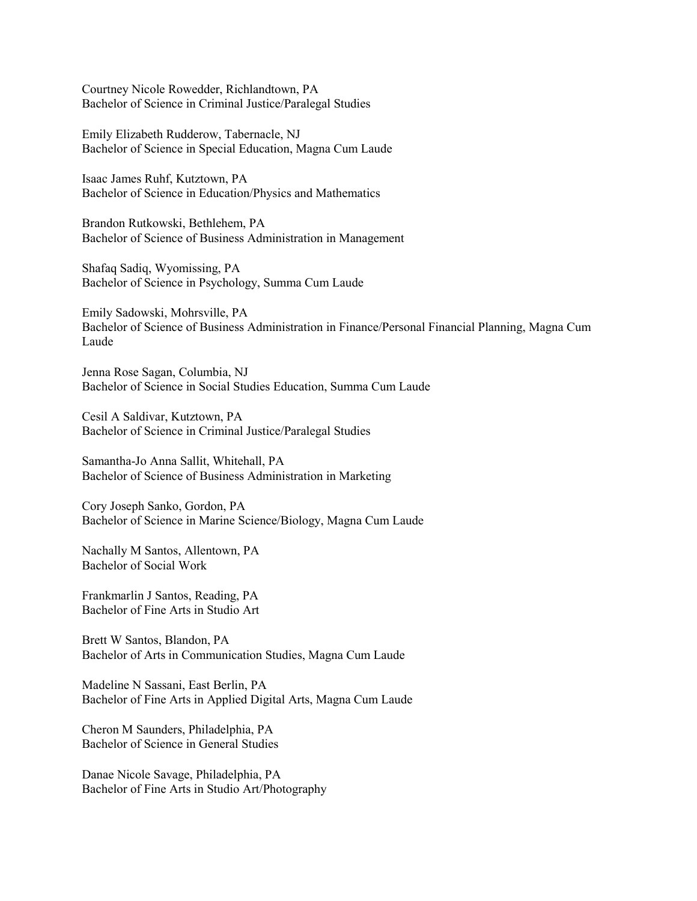Courtney Nicole Rowedder, Richlandtown, PA
Bachelor of Science in Criminal Justice/Paralegal Studies

Emily Elizabeth Rudderow, Tabernacle, NJ
Bachelor of Science in Special Education, Magna Cum Laude

Isaac James Ruhf, Kutztown, PA
Bachelor of Science in Education/Physics and Mathematics

Brandon Rutkowski, Bethlehem, PA
Bachelor of Science of Business Administration in Management

Shafaq Sadiq, Wyomissing, PA
Bachelor of Science in Psychology, Summa Cum Laude

Emily Sadowski, Mohrsville, PA
Bachelor of Science of Business Administration in Finance/Personal Financial Planning, Magna Cum Laude

Jenna Rose Sagan, Columbia, NJ
Bachelor of Science in Social Studies Education, Summa Cum Laude

Cesil A Saldivar, Kutztown, PA
Bachelor of Science in Criminal Justice/Paralegal Studies

Samantha-Jo Anna Sallit, Whitehall, PA
Bachelor of Science of Business Administration in Marketing

Cory Joseph Sanko, Gordon, PA
Bachelor of Science in Marine Science/Biology, Magna Cum Laude

Nachally M Santos, Allentown, PA
Bachelor of Social Work

Frankmarlin J Santos, Reading, PA
Bachelor of Fine Arts in Studio Art

Brett W Santos, Blandon, PA
Bachelor of Arts in Communication Studies, Magna Cum Laude

Madeline N Sassani, East Berlin, PA
Bachelor of Fine Arts in Applied Digital Arts, Magna Cum Laude

Cheron M Saunders, Philadelphia, PA
Bachelor of Science in General Studies

Danae Nicole Savage, Philadelphia, PA
Bachelor of Fine Arts in Studio Art/Photography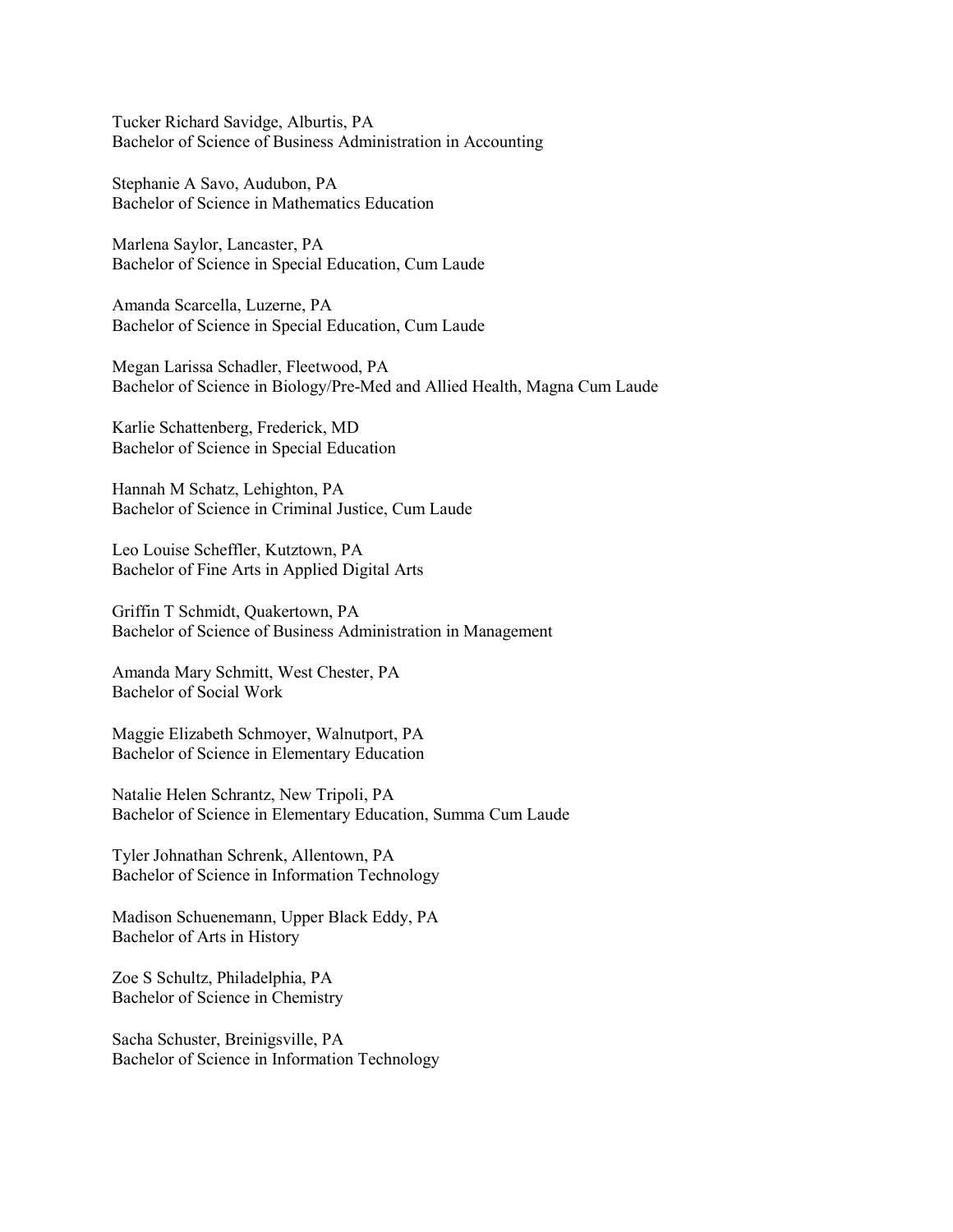Tucker Richard Savidge, Alburtis, PA
Bachelor of Science of Business Administration in Accounting

Stephanie A Savo, Audubon, PA
Bachelor of Science in Mathematics Education

Marlena Saylor, Lancaster, PA
Bachelor of Science in Special Education, Cum Laude

Amanda Scarcella, Luzerne, PA
Bachelor of Science in Special Education, Cum Laude

Megan Larissa Schadler, Fleetwood, PA
Bachelor of Science in Biology/Pre-Med and Allied Health, Magna Cum Laude

Karlie Schattenberg, Frederick, MD
Bachelor of Science in Special Education

Hannah M Schatz, Lehighton, PA
Bachelor of Science in Criminal Justice, Cum Laude

Leo Louise Scheffler, Kutztown, PA
Bachelor of Fine Arts in Applied Digital Arts

Griffin T Schmidt, Quakertown, PA
Bachelor of Science of Business Administration in Management

Amanda Mary Schmitt, West Chester, PA
Bachelor of Social Work

Maggie Elizabeth Schmoyer, Walnutport, PA
Bachelor of Science in Elementary Education

Natalie Helen Schrantz, New Tripoli, PA
Bachelor of Science in Elementary Education, Summa Cum Laude

Tyler Johnathan Schrenk, Allentown, PA
Bachelor of Science in Information Technology

Madison Schuenemann, Upper Black Eddy, PA
Bachelor of Arts in History

Zoe S Schultz, Philadelphia, PA
Bachelor of Science in Chemistry

Sacha Schuster, Breinigsville, PA
Bachelor of Science in Information Technology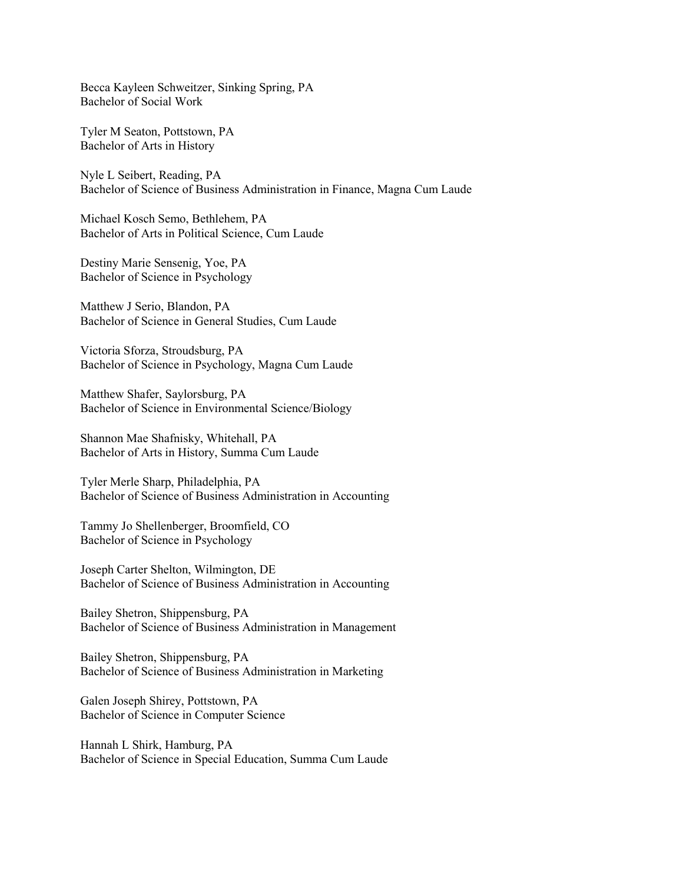Becca Kayleen Schweitzer, Sinking Spring, PA
Bachelor of Social Work

Tyler M Seaton, Pottstown, PA
Bachelor of Arts in History

Nyle L Seibert, Reading, PA
Bachelor of Science of Business Administration in Finance, Magna Cum Laude

Michael Kosch Semo, Bethlehem, PA
Bachelor of Arts in Political Science, Cum Laude

Destiny Marie Sensenig, Yoe, PA
Bachelor of Science in Psychology

Matthew J Serio, Blandon, PA
Bachelor of Science in General Studies, Cum Laude

Victoria Sforza, Stroudsburg, PA
Bachelor of Science in Psychology, Magna Cum Laude

Matthew Shafer, Saylorsburg, PA
Bachelor of Science in Environmental Science/Biology

Shannon Mae Shafnisky, Whitehall, PA
Bachelor of Arts in History, Summa Cum Laude

Tyler Merle Sharp, Philadelphia, PA
Bachelor of Science of Business Administration in Accounting

Tammy Jo Shellenberger, Broomfield, CO
Bachelor of Science in Psychology

Joseph Carter Shelton, Wilmington, DE
Bachelor of Science of Business Administration in Accounting

Bailey Shetron, Shippensburg, PA
Bachelor of Science of Business Administration in Management

Bailey Shetron, Shippensburg, PA
Bachelor of Science of Business Administration in Marketing

Galen Joseph Shirey, Pottstown, PA
Bachelor of Science in Computer Science

Hannah L Shirk, Hamburg, PA
Bachelor of Science in Special Education, Summa Cum Laude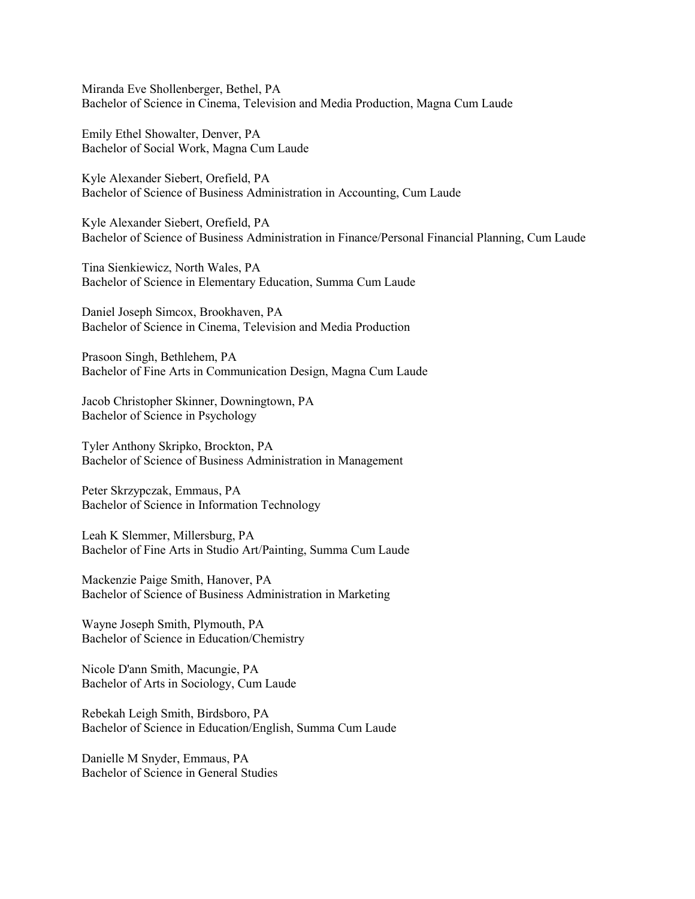Miranda Eve Shollenberger, Bethel, PA
Bachelor of Science in Cinema, Television and Media Production, Magna Cum Laude

Emily Ethel Showalter, Denver, PA
Bachelor of Social Work, Magna Cum Laude

Kyle Alexander Siebert, Orefield, PA
Bachelor of Science of Business Administration in Accounting, Cum Laude

Kyle Alexander Siebert, Orefield, PA
Bachelor of Science of Business Administration in Finance/Personal Financial Planning, Cum Laude

Tina Sienkiewicz, North Wales, PA
Bachelor of Science in Elementary Education, Summa Cum Laude

Daniel Joseph Simcox, Brookhaven, PA
Bachelor of Science in Cinema, Television and Media Production

Prasoon Singh, Bethlehem, PA
Bachelor of Fine Arts in Communication Design, Magna Cum Laude

Jacob Christopher Skinner, Downingtown, PA
Bachelor of Science in Psychology

Tyler Anthony Skripko, Brockton, PA
Bachelor of Science of Business Administration in Management

Peter Skrzypczak, Emmaus, PA
Bachelor of Science in Information Technology

Leah K Slemmer, Millersburg, PA
Bachelor of Fine Arts in Studio Art/Painting, Summa Cum Laude

Mackenzie Paige Smith, Hanover, PA
Bachelor of Science of Business Administration in Marketing

Wayne Joseph Smith, Plymouth, PA
Bachelor of Science in Education/Chemistry

Nicole D'ann Smith, Macungie, PA
Bachelor of Arts in Sociology, Cum Laude

Rebekah Leigh Smith, Birdsboro, PA
Bachelor of Science in Education/English, Summa Cum Laude

Danielle M Snyder, Emmaus, PA
Bachelor of Science in General Studies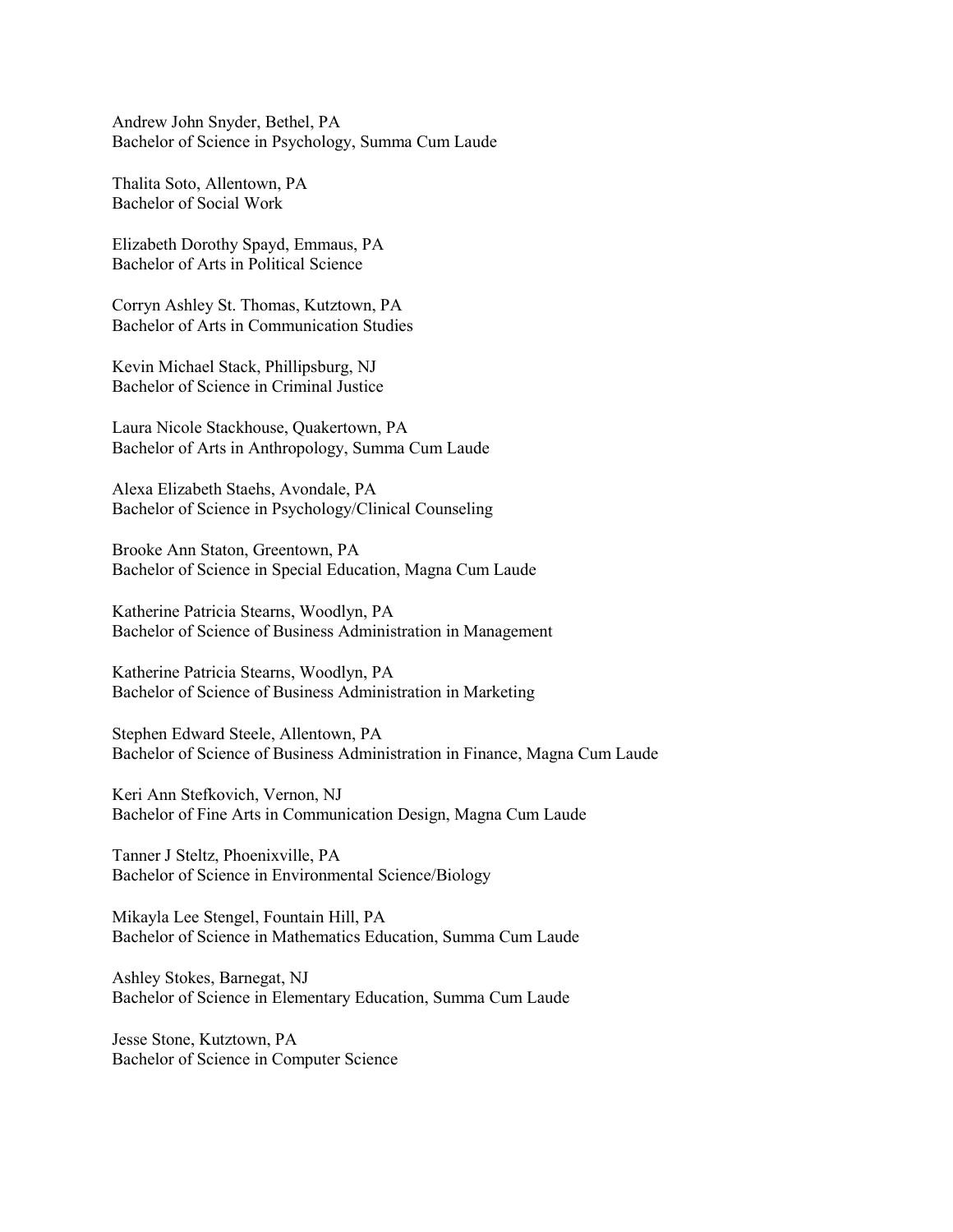Andrew John Snyder, Bethel, PA
Bachelor of Science in Psychology, Summa Cum Laude

Thalita Soto, Allentown, PA
Bachelor of Social Work

Elizabeth Dorothy Spayd, Emmaus, PA
Bachelor of Arts in Political Science

Corryn Ashley St. Thomas, Kutztown, PA
Bachelor of Arts in Communication Studies

Kevin Michael Stack, Phillipsburg, NJ
Bachelor of Science in Criminal Justice

Laura Nicole Stackhouse, Quakertown, PA
Bachelor of Arts in Anthropology, Summa Cum Laude

Alexa Elizabeth Staehs, Avondale, PA
Bachelor of Science in Psychology/Clinical Counseling

Brooke Ann Staton, Greentown, PA
Bachelor of Science in Special Education, Magna Cum Laude

Katherine Patricia Stearns, Woodlyn, PA
Bachelor of Science of Business Administration in Management

Katherine Patricia Stearns, Woodlyn, PA
Bachelor of Science of Business Administration in Marketing

Stephen Edward Steele, Allentown, PA
Bachelor of Science of Business Administration in Finance, Magna Cum Laude

Keri Ann Stefkovich, Vernon, NJ
Bachelor of Fine Arts in Communication Design, Magna Cum Laude

Tanner J Steltz, Phoenixville, PA
Bachelor of Science in Environmental Science/Biology

Mikayla Lee Stengel, Fountain Hill, PA
Bachelor of Science in Mathematics Education, Summa Cum Laude

Ashley Stokes, Barnegat, NJ
Bachelor of Science in Elementary Education, Summa Cum Laude

Jesse Stone, Kutztown, PA
Bachelor of Science in Computer Science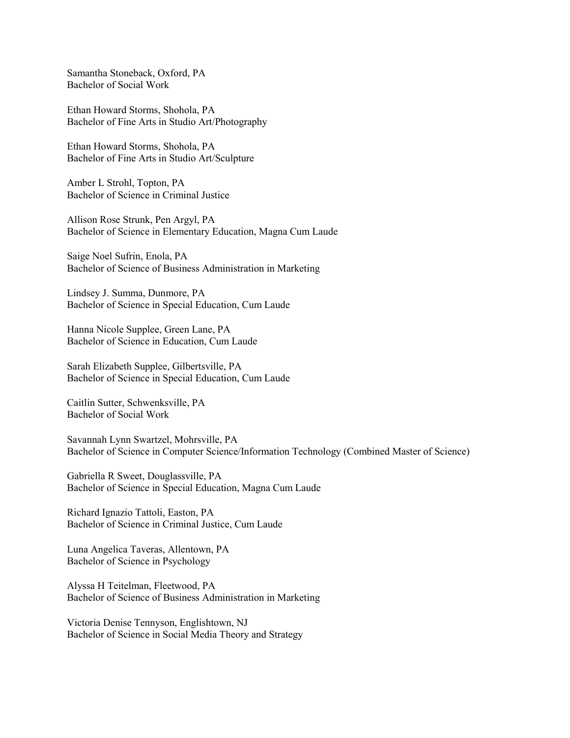Samantha Stoneback, Oxford, PA
Bachelor of Social Work

Ethan Howard Storms, Shohola, PA
Bachelor of Fine Arts in Studio Art/Photography

Ethan Howard Storms, Shohola, PA
Bachelor of Fine Arts in Studio Art/Sculpture

Amber L Strohl, Topton, PA
Bachelor of Science in Criminal Justice

Allison Rose Strunk, Pen Argyl, PA
Bachelor of Science in Elementary Education, Magna Cum Laude

Saige Noel Sufrin, Enola, PA
Bachelor of Science of Business Administration in Marketing

Lindsey J. Summa, Dunmore, PA
Bachelor of Science in Special Education, Cum Laude

Hanna Nicole Supplee, Green Lane, PA
Bachelor of Science in Education, Cum Laude

Sarah Elizabeth Supplee, Gilbertsville, PA
Bachelor of Science in Special Education, Cum Laude

Caitlin Sutter, Schwenksville, PA
Bachelor of Social Work

Savannah Lynn Swartzel, Mohrsville, PA
Bachelor of Science in Computer Science/Information Technology (Combined Master of Science)

Gabriella R Sweet, Douglassville, PA
Bachelor of Science in Special Education, Magna Cum Laude

Richard Ignazio Tattoli, Easton, PA
Bachelor of Science in Criminal Justice, Cum Laude

Luna Angelica Taveras, Allentown, PA
Bachelor of Science in Psychology

Alyssa H Teitelman, Fleetwood, PA
Bachelor of Science of Business Administration in Marketing

Victoria Denise Tennyson, Englishtown, NJ
Bachelor of Science in Social Media Theory and Strategy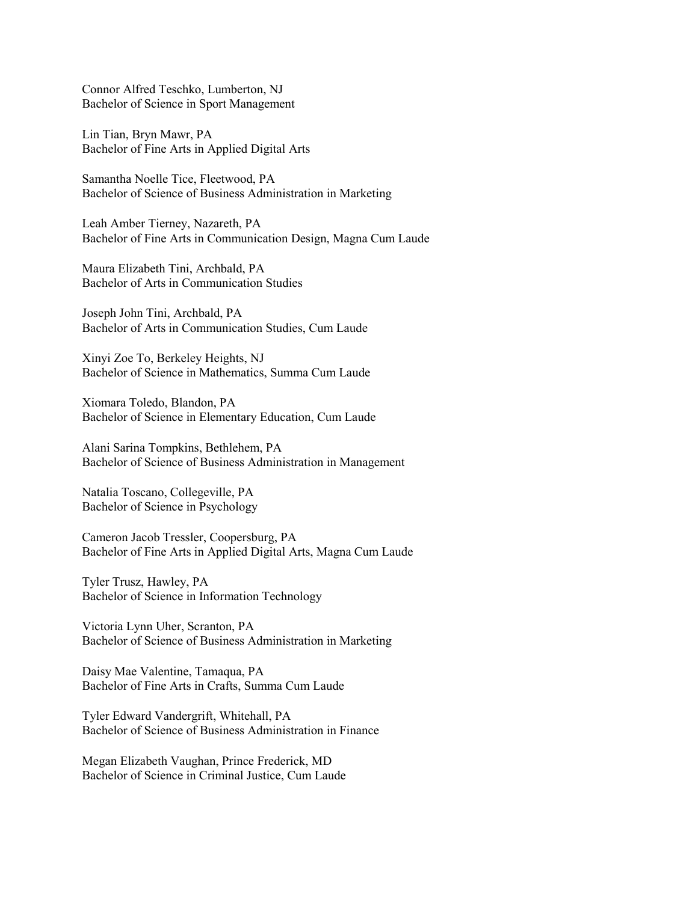Connor Alfred Teschko, Lumberton, NJ
Bachelor of Science in Sport Management

Lin Tian, Bryn Mawr, PA
Bachelor of Fine Arts in Applied Digital Arts

Samantha Noelle Tice, Fleetwood, PA
Bachelor of Science of Business Administration in Marketing

Leah Amber Tierney, Nazareth, PA
Bachelor of Fine Arts in Communication Design, Magna Cum Laude

Maura Elizabeth Tini, Archbald, PA
Bachelor of Arts in Communication Studies

Joseph John Tini, Archbald, PA
Bachelor of Arts in Communication Studies, Cum Laude

Xinyi Zoe To, Berkeley Heights, NJ
Bachelor of Science in Mathematics, Summa Cum Laude

Xiomara Toledo, Blandon, PA
Bachelor of Science in Elementary Education, Cum Laude

Alani Sarina Tompkins, Bethlehem, PA
Bachelor of Science of Business Administration in Management

Natalia Toscano, Collegeville, PA
Bachelor of Science in Psychology

Cameron Jacob Tressler, Coopersburg, PA
Bachelor of Fine Arts in Applied Digital Arts, Magna Cum Laude

Tyler Trusz, Hawley, PA
Bachelor of Science in Information Technology

Victoria Lynn Uher, Scranton, PA
Bachelor of Science of Business Administration in Marketing

Daisy Mae Valentine, Tamaqua, PA
Bachelor of Fine Arts in Crafts, Summa Cum Laude

Tyler Edward Vandergrift, Whitehall, PA
Bachelor of Science of Business Administration in Finance

Megan Elizabeth Vaughan, Prince Frederick, MD
Bachelor of Science in Criminal Justice, Cum Laude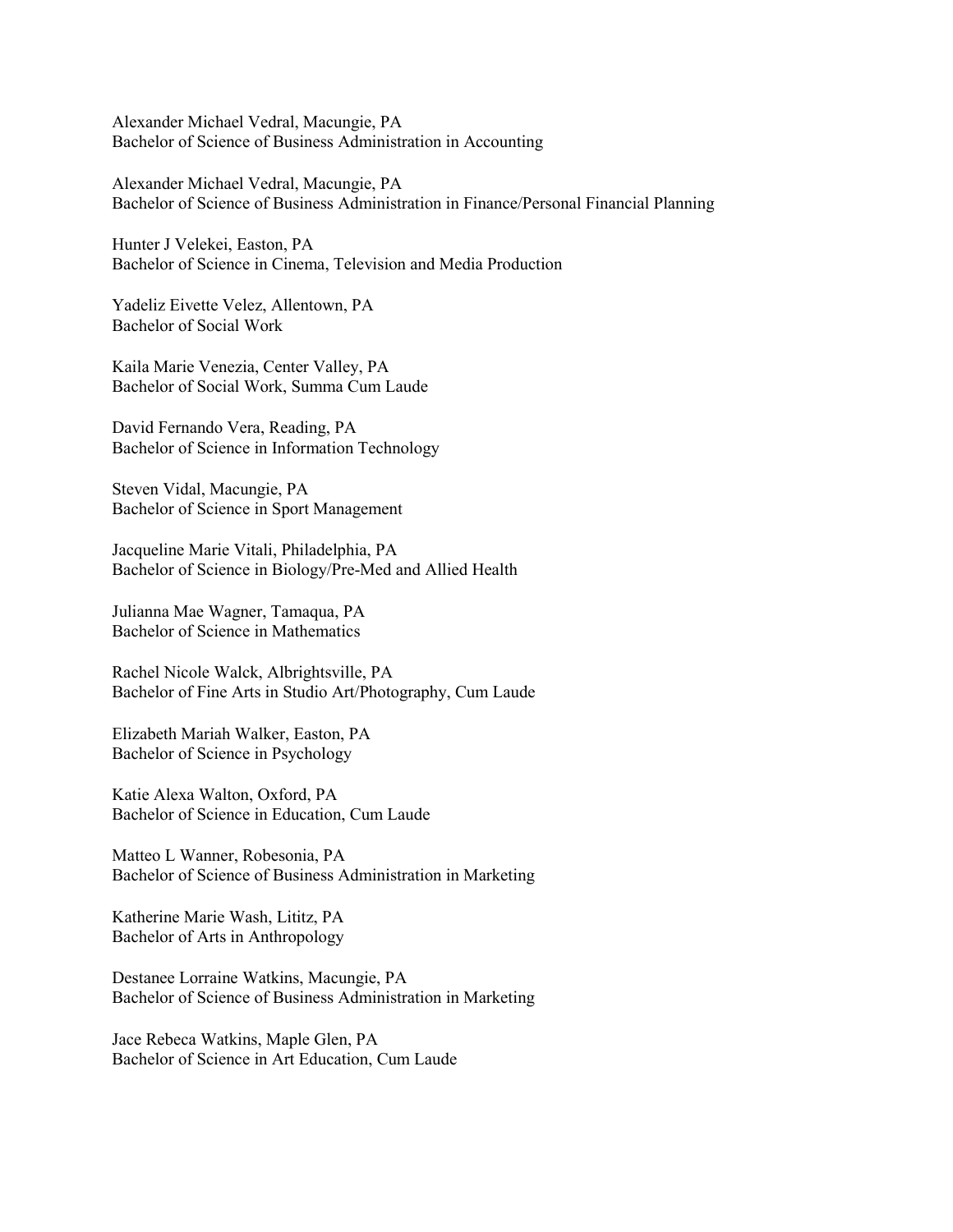Alexander Michael Vedral, Macungie, PA
Bachelor of Science of Business Administration in Accounting

Alexander Michael Vedral, Macungie, PA
Bachelor of Science of Business Administration in Finance/Personal Financial Planning

Hunter J Velekei, Easton, PA
Bachelor of Science in Cinema, Television and Media Production

Yadeliz Eivette Velez, Allentown, PA
Bachelor of Social Work

Kaila Marie Venezia, Center Valley, PA
Bachelor of Social Work, Summa Cum Laude

David Fernando Vera, Reading, PA
Bachelor of Science in Information Technology

Steven Vidal, Macungie, PA
Bachelor of Science in Sport Management

Jacqueline Marie Vitali, Philadelphia, PA
Bachelor of Science in Biology/Pre-Med and Allied Health

Julianna Mae Wagner, Tamaqua, PA
Bachelor of Science in Mathematics

Rachel Nicole Walck, Albrightsville, PA
Bachelor of Fine Arts in Studio Art/Photography, Cum Laude

Elizabeth Mariah Walker, Easton, PA
Bachelor of Science in Psychology

Katie Alexa Walton, Oxford, PA
Bachelor of Science in Education, Cum Laude

Matteo L Wanner, Robesonia, PA
Bachelor of Science of Business Administration in Marketing

Katherine Marie Wash, Lititz, PA
Bachelor of Arts in Anthropology

Destanee Lorraine Watkins, Macungie, PA
Bachelor of Science of Business Administration in Marketing

Jace Rebeca Watkins, Maple Glen, PA
Bachelor of Science in Art Education, Cum Laude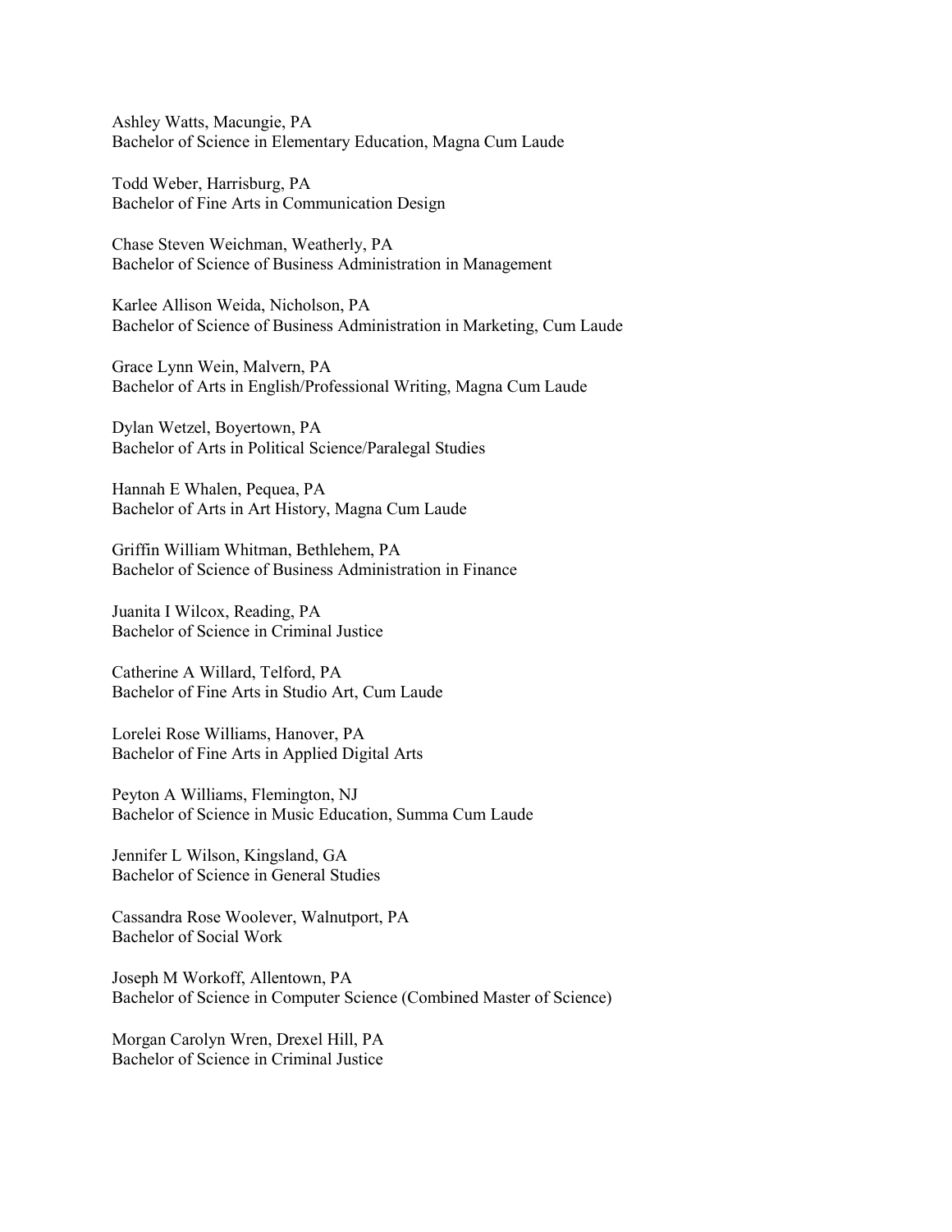Ashley Watts, Macungie, PA
Bachelor of Science in Elementary Education, Magna Cum Laude

Todd Weber, Harrisburg, PA
Bachelor of Fine Arts in Communication Design

Chase Steven Weichman, Weatherly, PA
Bachelor of Science of Business Administration in Management

Karlee Allison Weida, Nicholson, PA
Bachelor of Science of Business Administration in Marketing, Cum Laude

Grace Lynn Wein, Malvern, PA
Bachelor of Arts in English/Professional Writing, Magna Cum Laude

Dylan Wetzel, Boyertown, PA
Bachelor of Arts in Political Science/Paralegal Studies

Hannah E Whalen, Pequea, PA
Bachelor of Arts in Art History, Magna Cum Laude

Griffin William Whitman, Bethlehem, PA
Bachelor of Science of Business Administration in Finance

Juanita I Wilcox, Reading, PA
Bachelor of Science in Criminal Justice

Catherine A Willard, Telford, PA
Bachelor of Fine Arts in Studio Art, Cum Laude

Lorelei Rose Williams, Hanover, PA
Bachelor of Fine Arts in Applied Digital Arts

Peyton A Williams, Flemington, NJ
Bachelor of Science in Music Education, Summa Cum Laude

Jennifer L Wilson, Kingsland, GA
Bachelor of Science in General Studies

Cassandra Rose Woolever, Walnutport, PA
Bachelor of Social Work

Joseph M Workoff, Allentown, PA
Bachelor of Science in Computer Science (Combined Master of Science)

Morgan Carolyn Wren, Drexel Hill, PA
Bachelor of Science in Criminal Justice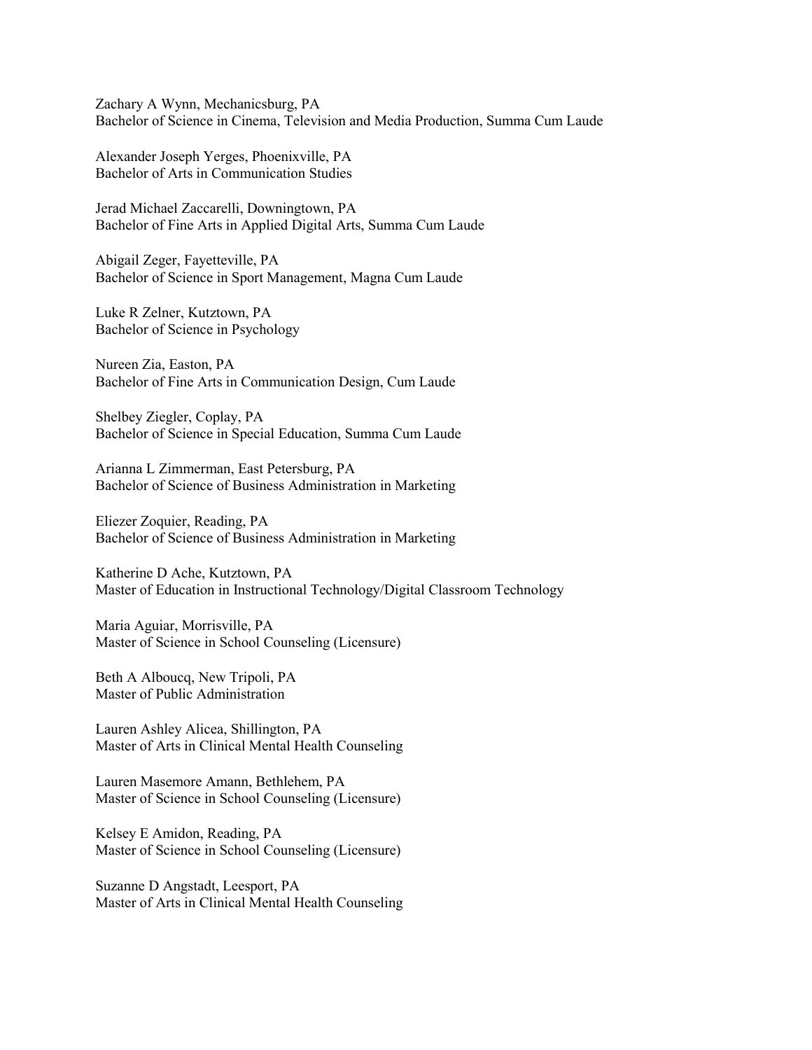Zachary A Wynn, Mechanicsburg, PA
Bachelor of Science in Cinema, Television and Media Production, Summa Cum Laude

Alexander Joseph Yerges, Phoenixville, PA
Bachelor of Arts in Communication Studies

Jerad Michael Zaccarelli, Downingtown, PA
Bachelor of Fine Arts in Applied Digital Arts, Summa Cum Laude

Abigail Zeger, Fayetteville, PA
Bachelor of Science in Sport Management, Magna Cum Laude

Luke R Zelner, Kutztown, PA
Bachelor of Science in Psychology

Nureen Zia, Easton, PA
Bachelor of Fine Arts in Communication Design, Cum Laude

Shelbey Ziegler, Coplay, PA
Bachelor of Science in Special Education, Summa Cum Laude

Arianna L Zimmerman, East Petersburg, PA
Bachelor of Science of Business Administration in Marketing

Eliezer Zoquier, Reading, PA
Bachelor of Science of Business Administration in Marketing

Katherine D Ache, Kutztown, PA
Master of Education in Instructional Technology/Digital Classroom Technology

Maria Aguiar, Morrisville, PA
Master of Science in School Counseling (Licensure)

Beth A Alboucq, New Tripoli, PA
Master of Public Administration

Lauren Ashley Alicea, Shillington, PA
Master of Arts in Clinical Mental Health Counseling

Lauren Masemore Amann, Bethlehem, PA
Master of Science in School Counseling (Licensure)

Kelsey E Amidon, Reading, PA
Master of Science in School Counseling (Licensure)

Suzanne D Angstadt, Leesport, PA
Master of Arts in Clinical Mental Health Counseling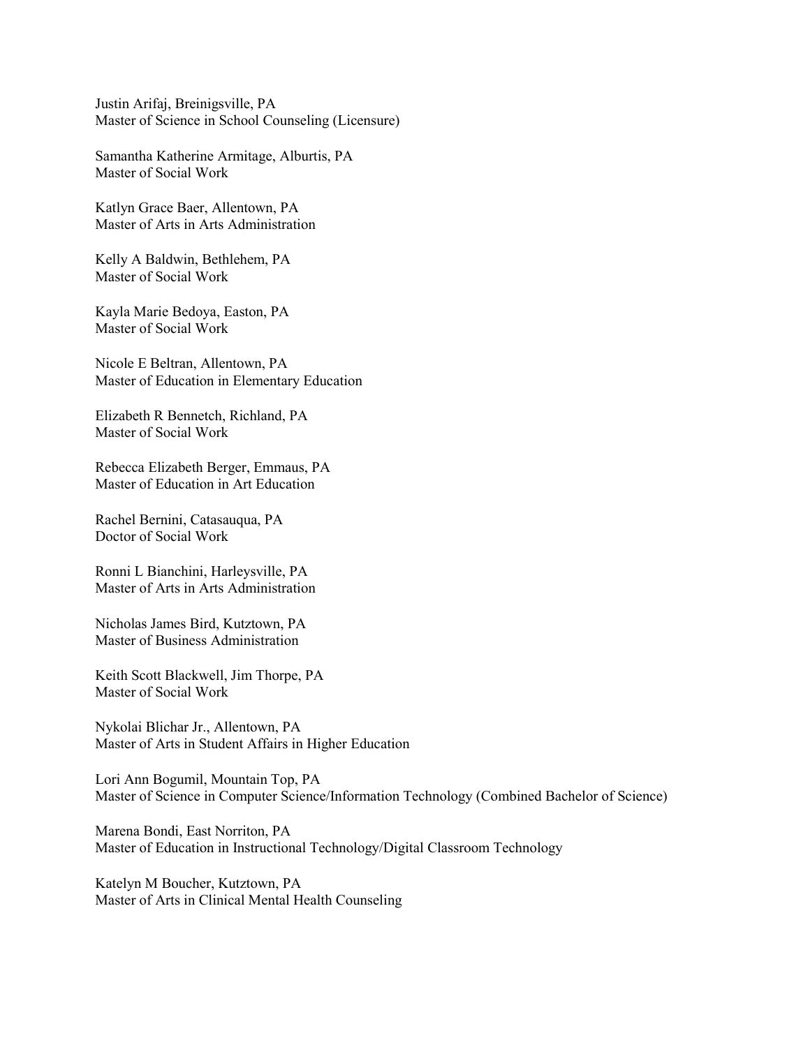Justin Arifaj, Breinigsville, PA
Master of Science in School Counseling (Licensure)

Samantha Katherine Armitage, Alburtis, PA
Master of Social Work

Katlyn Grace Baer, Allentown, PA
Master of Arts in Arts Administration

Kelly A Baldwin, Bethlehem, PA
Master of Social Work

Kayla Marie Bedoya, Easton, PA
Master of Social Work

Nicole E Beltran, Allentown, PA
Master of Education in Elementary Education

Elizabeth R Bennetch, Richland, PA
Master of Social Work

Rebecca Elizabeth Berger, Emmaus, PA
Master of Education in Art Education

Rachel Bernini, Catasauqua, PA
Doctor of Social Work

Ronni L Bianchini, Harleysville, PA
Master of Arts in Arts Administration

Nicholas James Bird, Kutztown, PA
Master of Business Administration

Keith Scott Blackwell, Jim Thorpe, PA
Master of Social Work

Nykolai Blichar Jr., Allentown, PA
Master of Arts in Student Affairs in Higher Education

Lori Ann Bogumil, Mountain Top, PA
Master of Science in Computer Science/Information Technology (Combined Bachelor of Science)

Marena Bondi, East Norriton, PA
Master of Education in Instructional Technology/Digital Classroom Technology

Katelyn M Boucher, Kutztown, PA
Master of Arts in Clinical Mental Health Counseling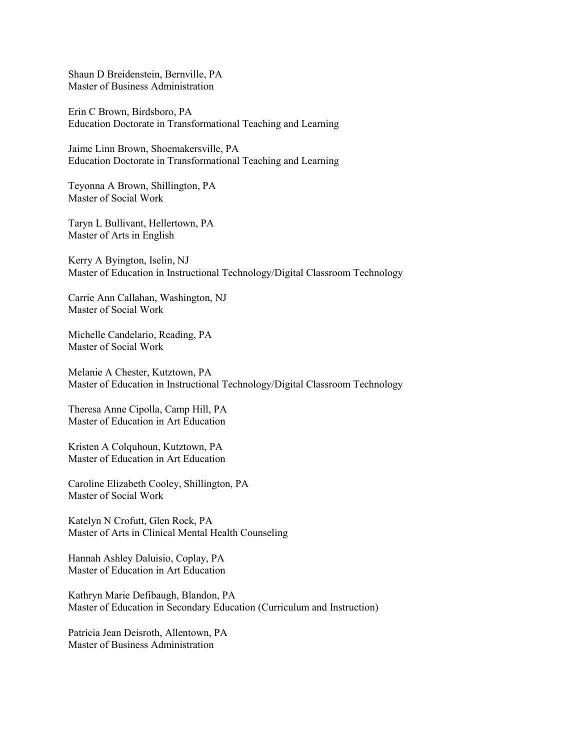Shaun D Breidenstein, Bernville, PA
Master of Business Administration

Erin C Brown, Birdsboro, PA
Education Doctorate in Transformational Teaching and Learning

Jaime Linn Brown, Shoemakersville, PA
Education Doctorate in Transformational Teaching and Learning

Teyonna A Brown, Shillington, PA
Master of Social Work

Taryn L Bullivant, Hellertown, PA
Master of Arts in English

Kerry A Byington, Iselin, NJ
Master of Education in Instructional Technology/Digital Classroom Technology

Carrie Ann Callahan, Washington, NJ
Master of Social Work

Michelle Candelario, Reading, PA
Master of Social Work

Melanie A Chester, Kutztown, PA
Master of Education in Instructional Technology/Digital Classroom Technology

Theresa Anne Cipolla, Camp Hill, PA
Master of Education in Art Education

Kristen A Colquhoun, Kutztown, PA
Master of Education in Art Education

Caroline Elizabeth Cooley, Shillington, PA
Master of Social Work

Katelyn N Crofutt, Glen Rock, PA
Master of Arts in Clinical Mental Health Counseling

Hannah Ashley Daluisio, Coplay, PA
Master of Education in Art Education

Kathryn Marie Defibaugh, Blandon, PA
Master of Education in Secondary Education (Curriculum and Instruction)

Patricia Jean Deisroth, Allentown, PA
Master of Business Administration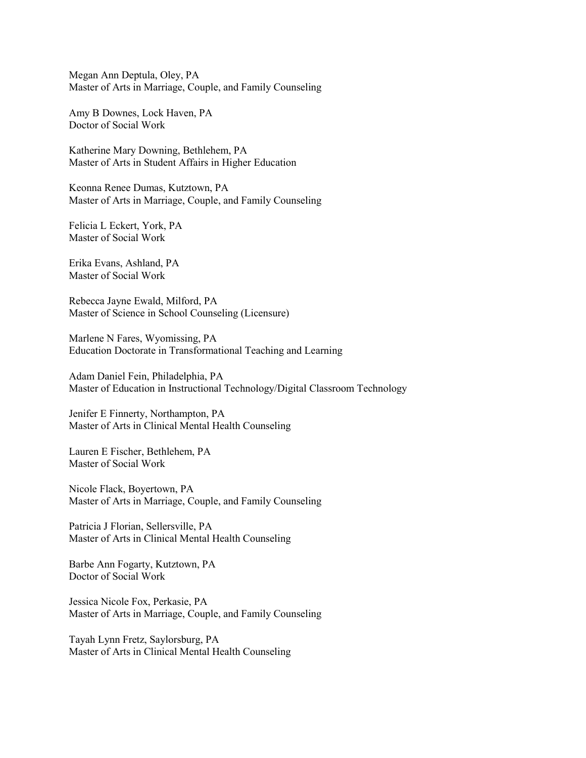Megan Ann Deptula, Oley, PA
Master of Arts in Marriage, Couple, and Family Counseling

Amy B Downes, Lock Haven, PA
Doctor of Social Work

Katherine Mary Downing, Bethlehem, PA
Master of Arts in Student Affairs in Higher Education

Keonna Renee Dumas, Kutztown, PA
Master of Arts in Marriage, Couple, and Family Counseling

Felicia L Eckert, York, PA
Master of Social Work

Erika Evans, Ashland, PA
Master of Social Work

Rebecca Jayne Ewald, Milford, PA
Master of Science in School Counseling (Licensure)

Marlene N Fares, Wyomissing, PA
Education Doctorate in Transformational Teaching and Learning

Adam Daniel Fein, Philadelphia, PA
Master of Education in Instructional Technology/Digital Classroom Technology

Jenifer E Finnerty, Northampton, PA
Master of Arts in Clinical Mental Health Counseling

Lauren E Fischer, Bethlehem, PA
Master of Social Work

Nicole Flack, Boyertown, PA
Master of Arts in Marriage, Couple, and Family Counseling

Patricia J Florian, Sellersville, PA
Master of Arts in Clinical Mental Health Counseling

Barbe Ann Fogarty, Kutztown, PA
Doctor of Social Work

Jessica Nicole Fox, Perkasie, PA
Master of Arts in Marriage, Couple, and Family Counseling

Tayah Lynn Fretz, Saylorsburg, PA
Master of Arts in Clinical Mental Health Counseling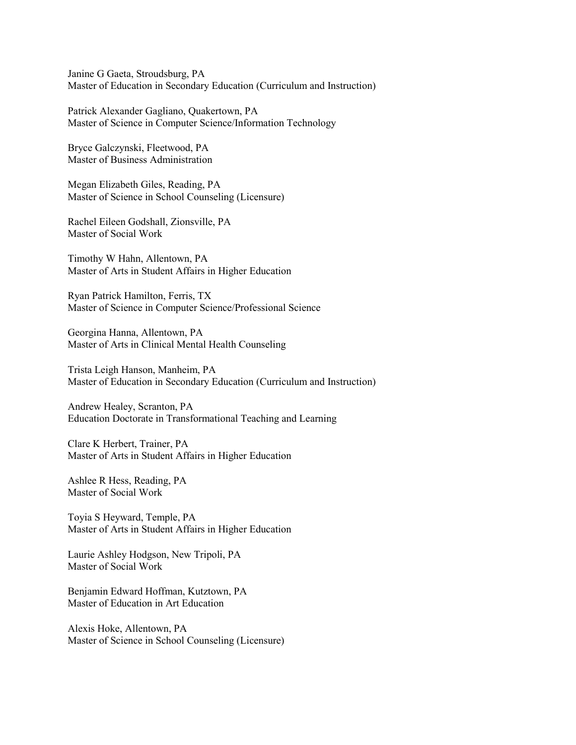Janine G Gaeta, Stroudsburg, PA
Master of Education in Secondary Education (Curriculum and Instruction)

Patrick Alexander Gagliano, Quakertown, PA
Master of Science in Computer Science/Information Technology

Bryce Galczynski, Fleetwood, PA
Master of Business Administration

Megan Elizabeth Giles, Reading, PA
Master of Science in School Counseling (Licensure)

Rachel Eileen Godshall, Zionsville, PA
Master of Social Work

Timothy W Hahn, Allentown, PA
Master of Arts in Student Affairs in Higher Education

Ryan Patrick Hamilton, Ferris, TX
Master of Science in Computer Science/Professional Science

Georgina Hanna, Allentown, PA
Master of Arts in Clinical Mental Health Counseling

Trista Leigh Hanson, Manheim, PA
Master of Education in Secondary Education (Curriculum and Instruction)

Andrew Healey, Scranton, PA
Education Doctorate in Transformational Teaching and Learning

Clare K Herbert, Trainer, PA
Master of Arts in Student Affairs in Higher Education

Ashlee R Hess, Reading, PA
Master of Social Work

Toyia S Heyward, Temple, PA
Master of Arts in Student Affairs in Higher Education

Laurie Ashley Hodgson, New Tripoli, PA
Master of Social Work

Benjamin Edward Hoffman, Kutztown, PA
Master of Education in Art Education

Alexis Hoke, Allentown, PA
Master of Science in School Counseling (Licensure)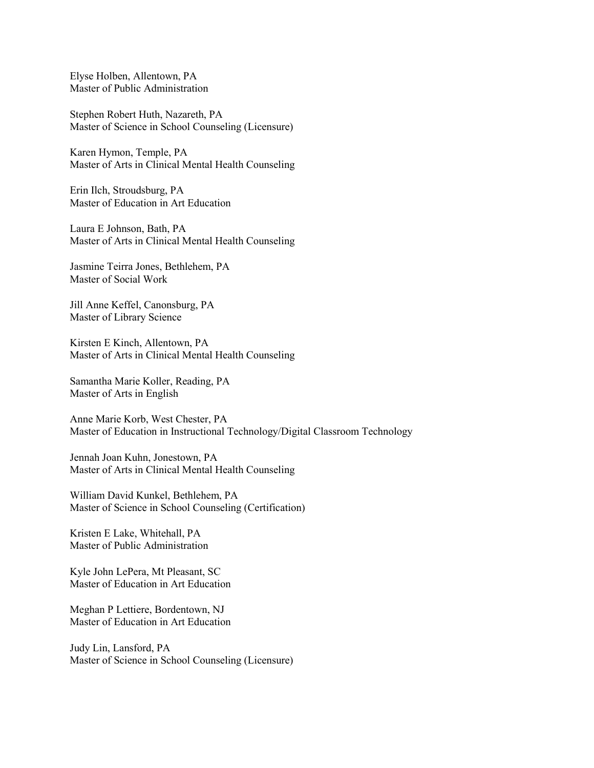Elyse Holben, Allentown, PA
Master of Public Administration

Stephen Robert Huth, Nazareth, PA
Master of Science in School Counseling (Licensure)

Karen Hymon, Temple, PA
Master of Arts in Clinical Mental Health Counseling

Erin Ilch, Stroudsburg, PA
Master of Education in Art Education

Laura E Johnson, Bath, PA
Master of Arts in Clinical Mental Health Counseling

Jasmine Teirra Jones, Bethlehem, PA
Master of Social Work

Jill Anne Keffel, Canonsburg, PA
Master of Library Science

Kirsten E Kinch, Allentown, PA
Master of Arts in Clinical Mental Health Counseling

Samantha Marie Koller, Reading, PA
Master of Arts in English

Anne Marie Korb, West Chester, PA
Master of Education in Instructional Technology/Digital Classroom Technology

Jennah Joan Kuhn, Jonestown, PA
Master of Arts in Clinical Mental Health Counseling

William David Kunkel, Bethlehem, PA
Master of Science in School Counseling (Certification)

Kristen E Lake, Whitehall, PA
Master of Public Administration

Kyle John LePera, Mt Pleasant, SC
Master of Education in Art Education

Meghan P Lettiere, Bordentown, NJ
Master of Education in Art Education

Judy Lin, Lansford, PA
Master of Science in School Counseling (Licensure)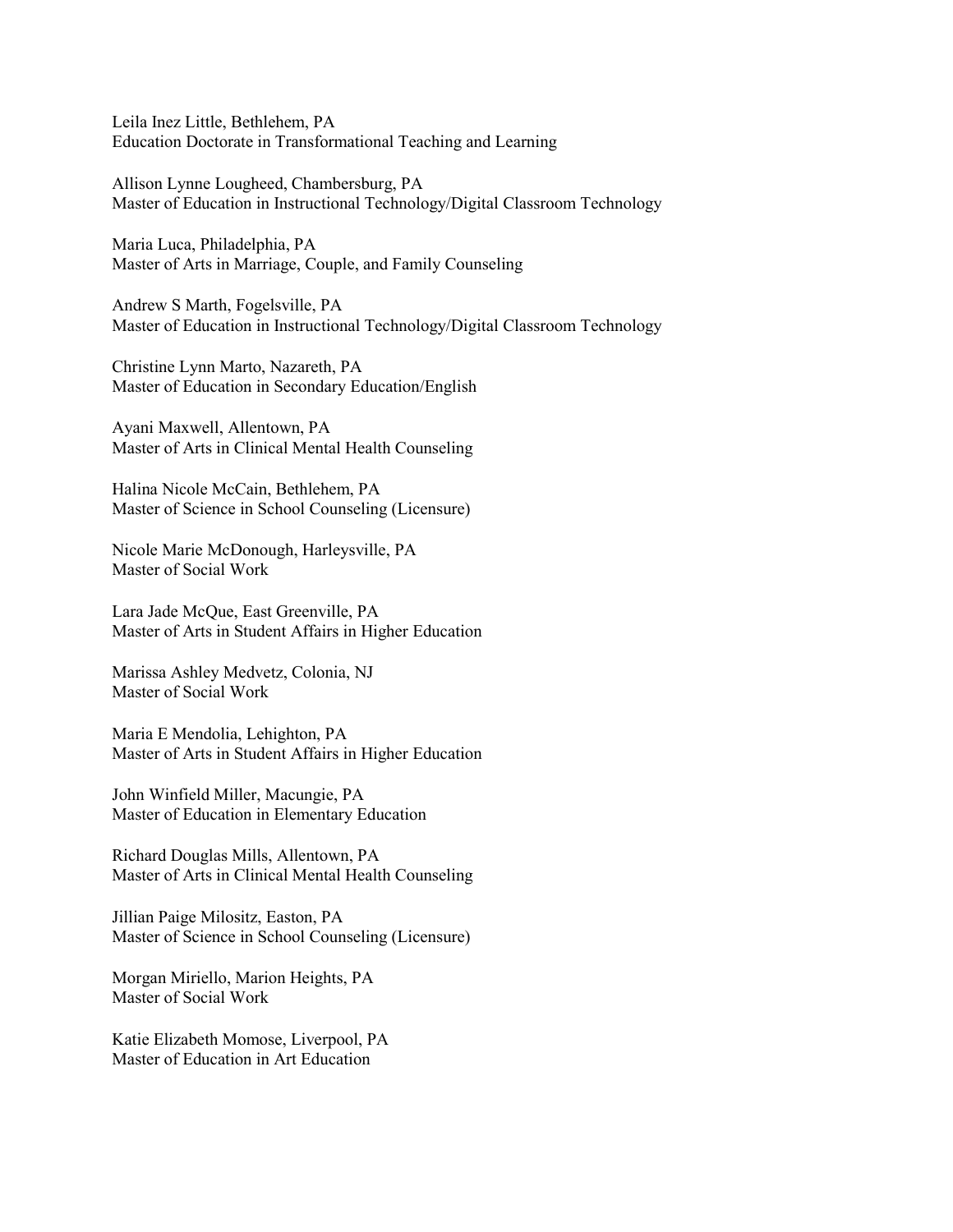Leila Inez Little, Bethlehem, PA
Education Doctorate in Transformational Teaching and Learning

Allison Lynne Lougheed, Chambersburg, PA
Master of Education in Instructional Technology/Digital Classroom Technology

Maria Luca, Philadelphia, PA
Master of Arts in Marriage, Couple, and Family Counseling

Andrew S Marth, Fogelsville, PA
Master of Education in Instructional Technology/Digital Classroom Technology

Christine Lynn Marto, Nazareth, PA
Master of Education in Secondary Education/English

Ayani Maxwell, Allentown, PA
Master of Arts in Clinical Mental Health Counseling

Halina Nicole McCain, Bethlehem, PA
Master of Science in School Counseling (Licensure)

Nicole Marie McDonough, Harleysville, PA
Master of Social Work

Lara Jade McQue, East Greenville, PA
Master of Arts in Student Affairs in Higher Education

Marissa Ashley Medvetz, Colonia, NJ
Master of Social Work

Maria E Mendolia, Lehighton, PA
Master of Arts in Student Affairs in Higher Education

John Winfield Miller, Macungie, PA
Master of Education in Elementary Education

Richard Douglas Mills, Allentown, PA
Master of Arts in Clinical Mental Health Counseling

Jillian Paige Milositz, Easton, PA
Master of Science in School Counseling (Licensure)

Morgan Miriello, Marion Heights, PA
Master of Social Work

Katie Elizabeth Momose, Liverpool, PA
Master of Education in Art Education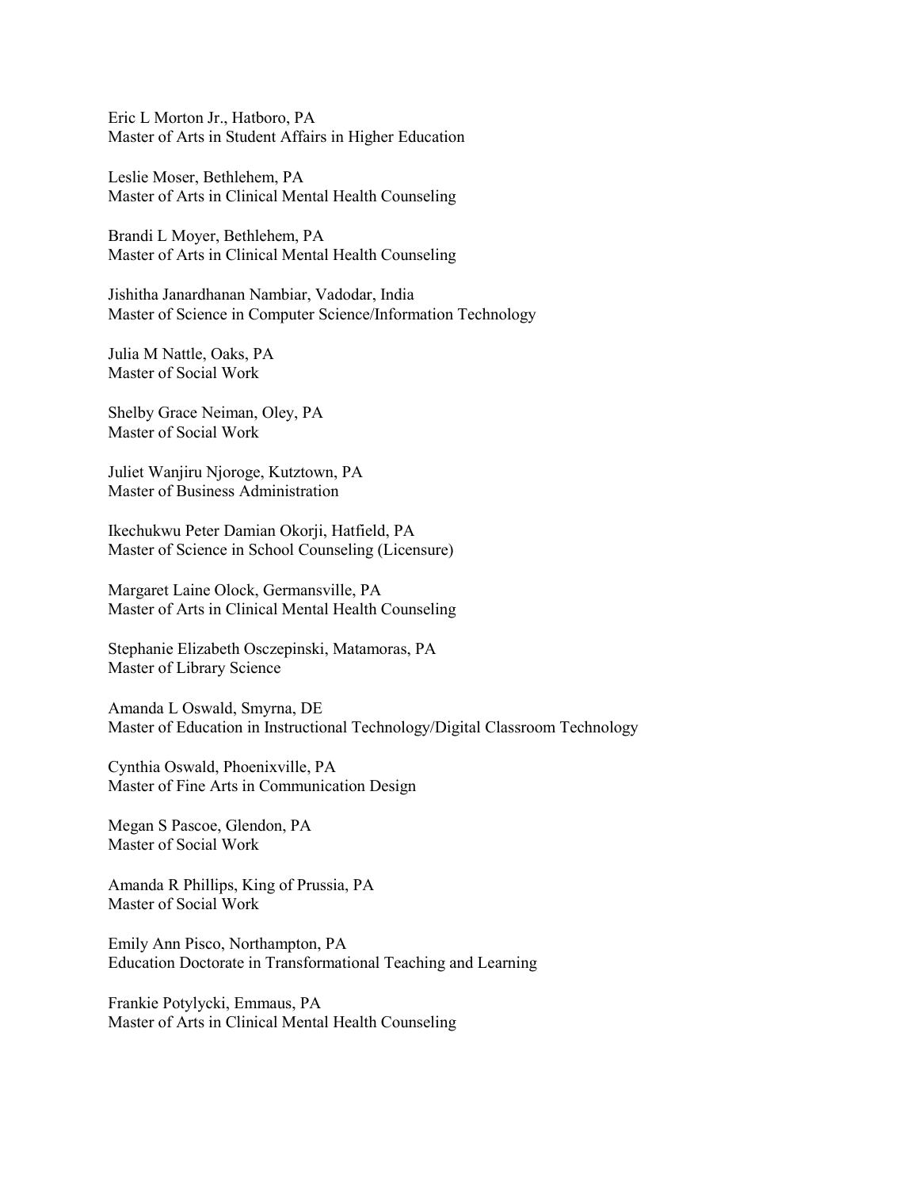Eric L Morton Jr., Hatboro, PA
Master of Arts in Student Affairs in Higher Education

Leslie Moser, Bethlehem, PA
Master of Arts in Clinical Mental Health Counseling

Brandi L Moyer, Bethlehem, PA
Master of Arts in Clinical Mental Health Counseling

Jishitha Janardhanan Nambiar, Vadodar, India
Master of Science in Computer Science/Information Technology

Julia M Nattle, Oaks, PA
Master of Social Work

Shelby Grace Neiman, Oley, PA
Master of Social Work

Juliet Wanjiru Njoroge, Kutztown, PA
Master of Business Administration

Ikechukwu Peter Damian Okorji, Hatfield, PA
Master of Science in School Counseling (Licensure)

Margaret Laine Olock, Germansville, PA
Master of Arts in Clinical Mental Health Counseling

Stephanie Elizabeth Osczepinski, Matamoras, PA
Master of Library Science

Amanda L Oswald, Smyrna, DE
Master of Education in Instructional Technology/Digital Classroom Technology

Cynthia Oswald, Phoenixville, PA
Master of Fine Arts in Communication Design

Megan S Pascoe, Glendon, PA
Master of Social Work

Amanda R Phillips, King of Prussia, PA
Master of Social Work

Emily Ann Pisco, Northampton, PA
Education Doctorate in Transformational Teaching and Learning

Frankie Potylycki, Emmaus, PA
Master of Arts in Clinical Mental Health Counseling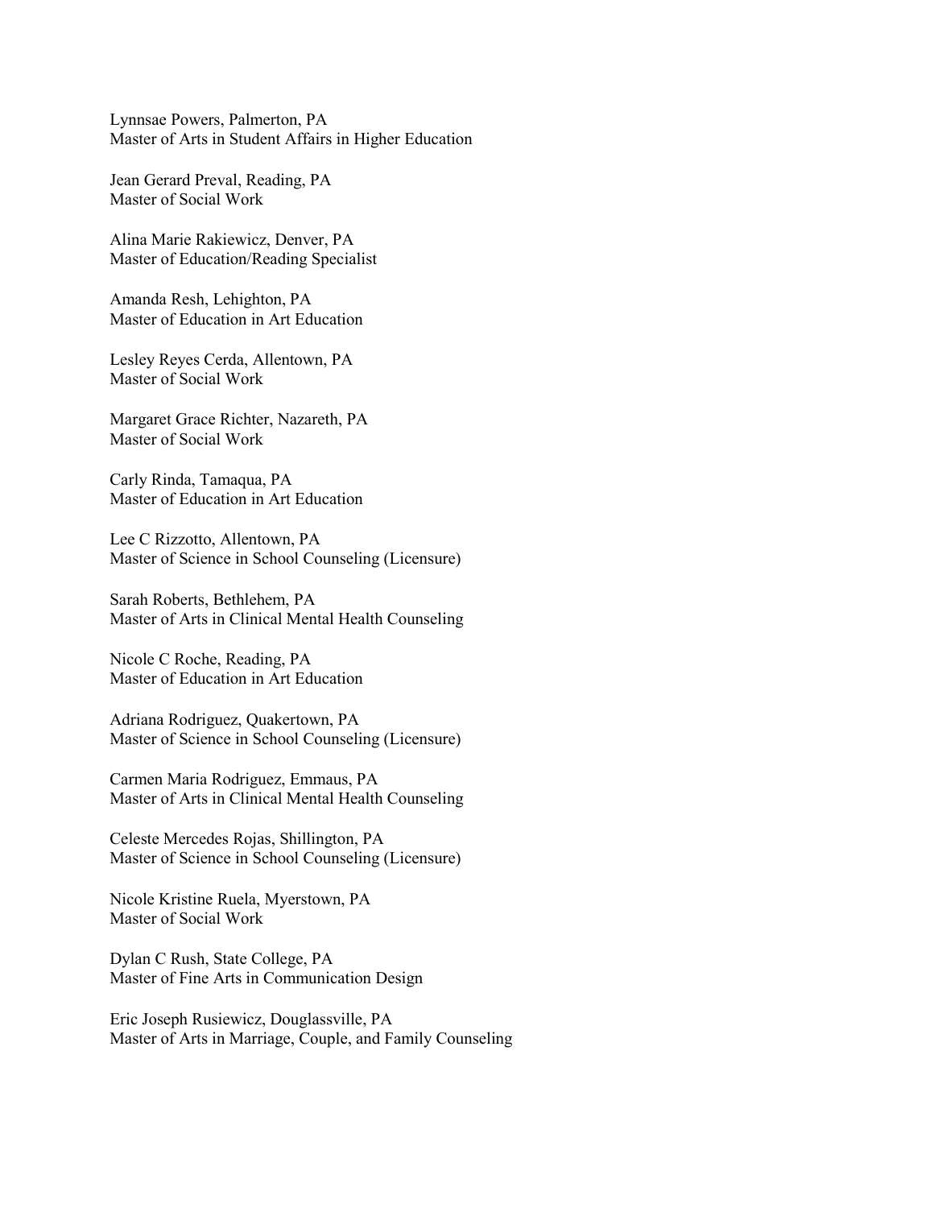Lynnsae Powers, Palmerton, PA
Master of Arts in Student Affairs in Higher Education

Jean Gerard Preval, Reading, PA
Master of Social Work

Alina Marie Rakiewicz, Denver, PA
Master of Education/Reading Specialist

Amanda Resh, Lehighton, PA
Master of Education in Art Education

Lesley Reyes Cerda, Allentown, PA
Master of Social Work

Margaret Grace Richter, Nazareth, PA
Master of Social Work

Carly Rinda, Tamaqua, PA
Master of Education in Art Education

Lee C Rizzotto, Allentown, PA
Master of Science in School Counseling (Licensure)

Sarah Roberts, Bethlehem, PA
Master of Arts in Clinical Mental Health Counseling

Nicole C Roche, Reading, PA
Master of Education in Art Education

Adriana Rodriguez, Quakertown, PA
Master of Science in School Counseling (Licensure)

Carmen Maria Rodriguez, Emmaus, PA
Master of Arts in Clinical Mental Health Counseling

Celeste Mercedes Rojas, Shillington, PA
Master of Science in School Counseling (Licensure)

Nicole Kristine Ruela, Myerstown, PA
Master of Social Work

Dylan C Rush, State College, PA
Master of Fine Arts in Communication Design

Eric Joseph Rusiewicz, Douglassville, PA
Master of Arts in Marriage, Couple, and Family Counseling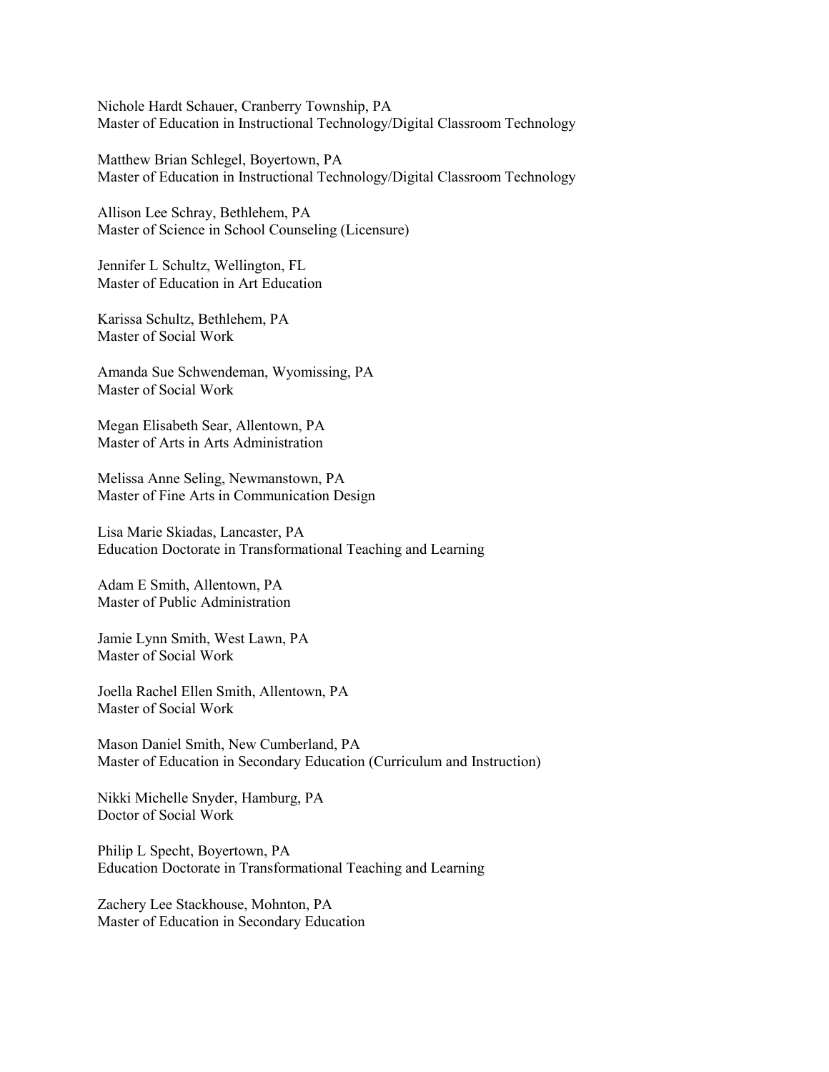Nichole Hardt Schauer, Cranberry Township, PA
Master of Education in Instructional Technology/Digital Classroom Technology

Matthew Brian Schlegel, Boyertown, PA
Master of Education in Instructional Technology/Digital Classroom Technology

Allison Lee Schray, Bethlehem, PA
Master of Science in School Counseling (Licensure)

Jennifer L Schultz, Wellington, FL
Master of Education in Art Education

Karissa Schultz, Bethlehem, PA
Master of Social Work

Amanda Sue Schwendeman, Wyomissing, PA
Master of Social Work

Megan Elisabeth Sear, Allentown, PA
Master of Arts in Arts Administration

Melissa Anne Seling, Newmanstown, PA
Master of Fine Arts in Communication Design

Lisa Marie Skiadas, Lancaster, PA
Education Doctorate in Transformational Teaching and Learning

Adam E Smith, Allentown, PA
Master of Public Administration

Jamie Lynn Smith, West Lawn, PA
Master of Social Work

Joella Rachel Ellen Smith, Allentown, PA
Master of Social Work

Mason Daniel Smith, New Cumberland, PA
Master of Education in Secondary Education (Curriculum and Instruction)

Nikki Michelle Snyder, Hamburg, PA
Doctor of Social Work

Philip L Specht, Boyertown, PA
Education Doctorate in Transformational Teaching and Learning

Zachery Lee Stackhouse, Mohnton, PA
Master of Education in Secondary Education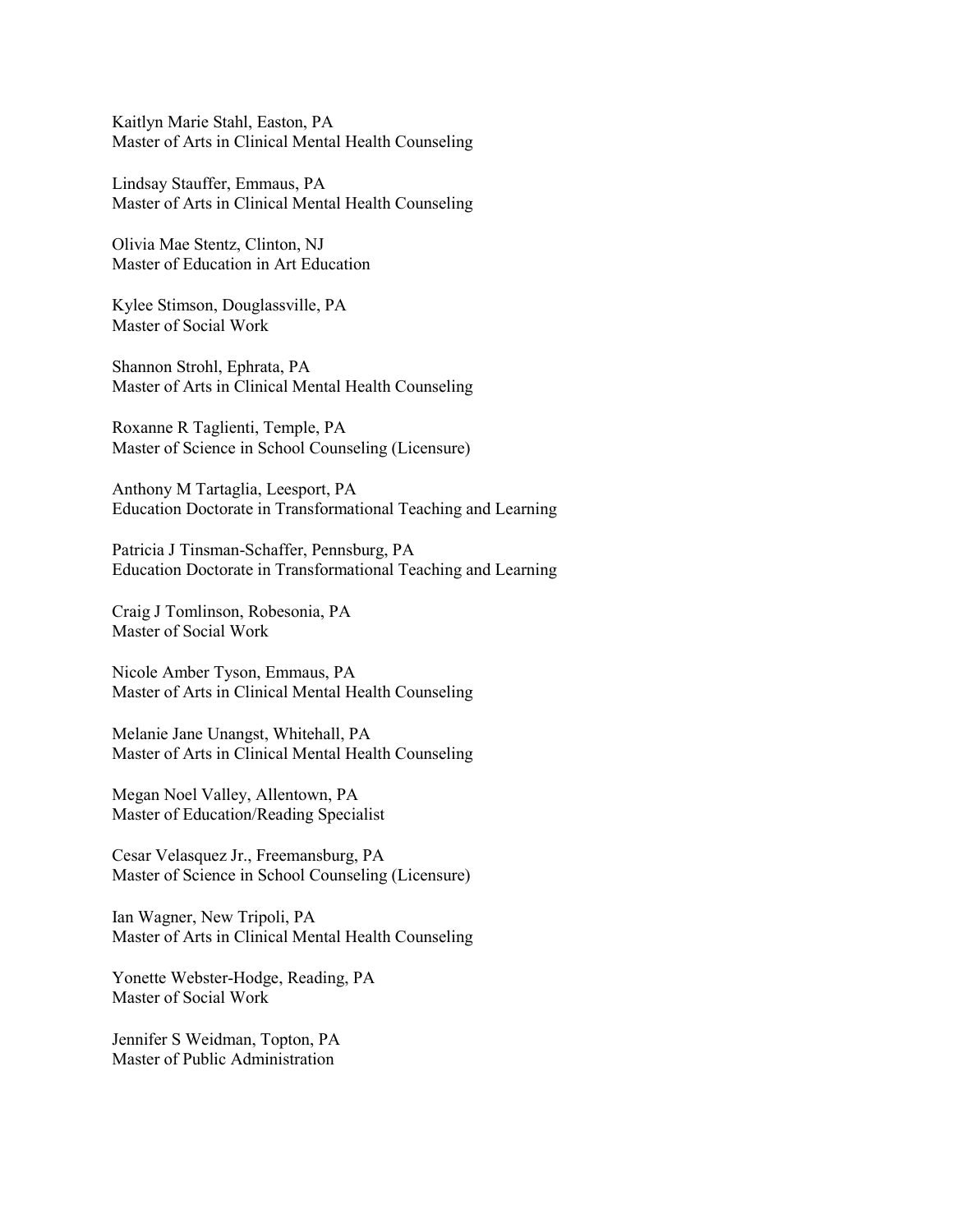Kaitlyn Marie Stahl, Easton, PA
Master of Arts in Clinical Mental Health Counseling

Lindsay Stauffer, Emmaus, PA
Master of Arts in Clinical Mental Health Counseling

Olivia Mae Stentz, Clinton, NJ
Master of Education in Art Education

Kylee Stimson, Douglassville, PA
Master of Social Work

Shannon Strohl, Ephrata, PA
Master of Arts in Clinical Mental Health Counseling

Roxanne R Taglienti, Temple, PA
Master of Science in School Counseling (Licensure)

Anthony M Tartaglia, Leesport, PA
Education Doctorate in Transformational Teaching and Learning

Patricia J Tinsman-Schaffer, Pennsburg, PA
Education Doctorate in Transformational Teaching and Learning

Craig J Tomlinson, Robesonia, PA
Master of Social Work

Nicole Amber Tyson, Emmaus, PA
Master of Arts in Clinical Mental Health Counseling

Melanie Jane Unangst, Whitehall, PA
Master of Arts in Clinical Mental Health Counseling

Megan Noel Valley, Allentown, PA
Master of Education/Reading Specialist

Cesar Velasquez Jr., Freemansburg, PA
Master of Science in School Counseling (Licensure)

Ian Wagner, New Tripoli, PA
Master of Arts in Clinical Mental Health Counseling

Yonette Webster-Hodge, Reading, PA
Master of Social Work

Jennifer S Weidman, Topton, PA
Master of Public Administration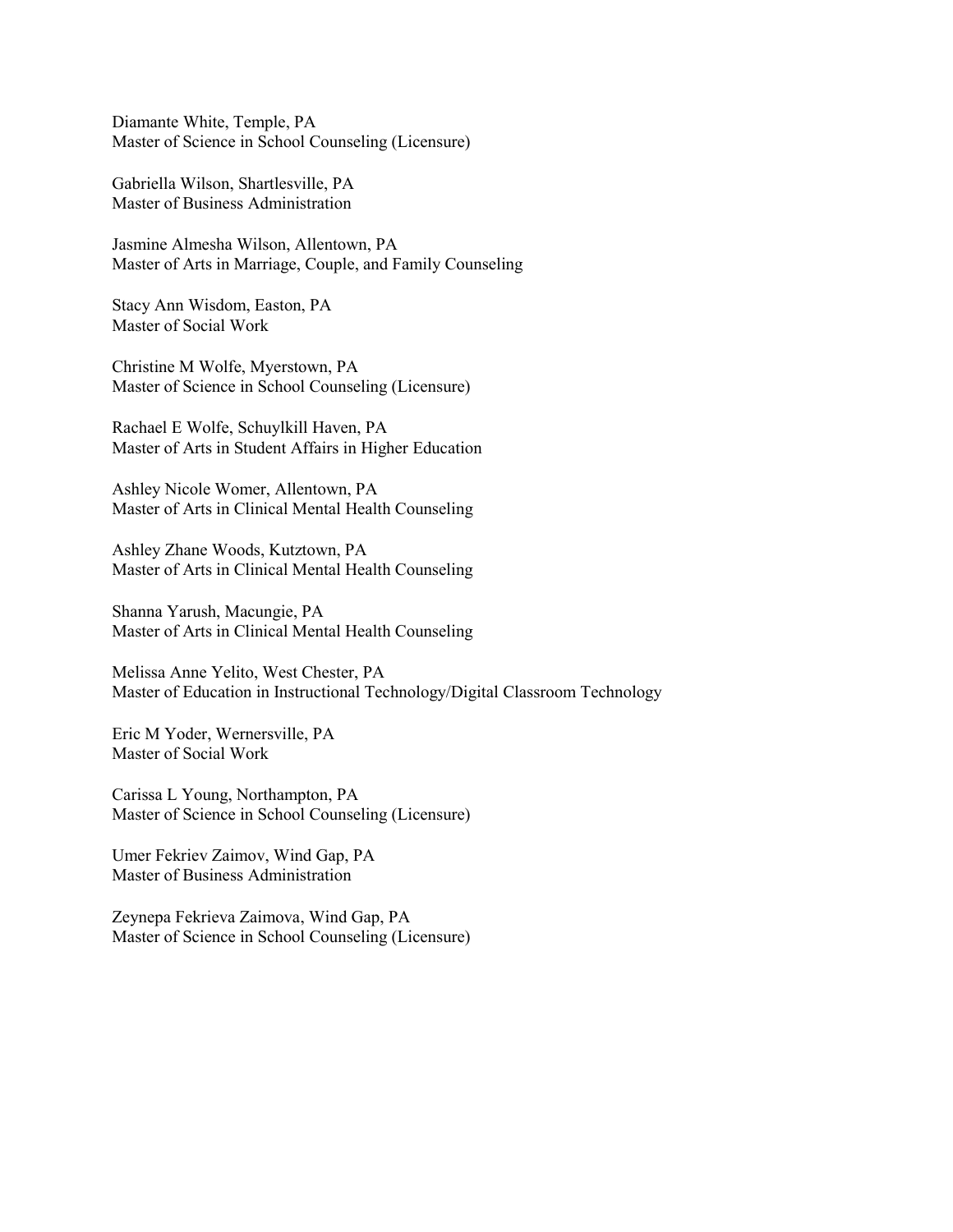Diamante White, Temple, PA
Master of Science in School Counseling (Licensure)

Gabriella Wilson, Shartlesville, PA
Master of Business Administration

Jasmine Almesha Wilson, Allentown, PA
Master of Arts in Marriage, Couple, and Family Counseling

Stacy Ann Wisdom, Easton, PA
Master of Social Work

Christine M Wolfe, Myerstown, PA
Master of Science in School Counseling (Licensure)

Rachael E Wolfe, Schuylkill Haven, PA
Master of Arts in Student Affairs in Higher Education

Ashley Nicole Womer, Allentown, PA
Master of Arts in Clinical Mental Health Counseling

Ashley Zhane Woods, Kutztown, PA
Master of Arts in Clinical Mental Health Counseling

Shanna Yarush, Macungie, PA
Master of Arts in Clinical Mental Health Counseling

Melissa Anne Yelito, West Chester, PA
Master of Education in Instructional Technology/Digital Classroom Technology

Eric M Yoder, Wernersville, PA
Master of Social Work

Carissa L Young, Northampton, PA
Master of Science in School Counseling (Licensure)

Umer Fekriev Zaimov, Wind Gap, PA
Master of Business Administration

Zeynepa Fekrieva Zaimova, Wind Gap, PA
Master of Science in School Counseling (Licensure)